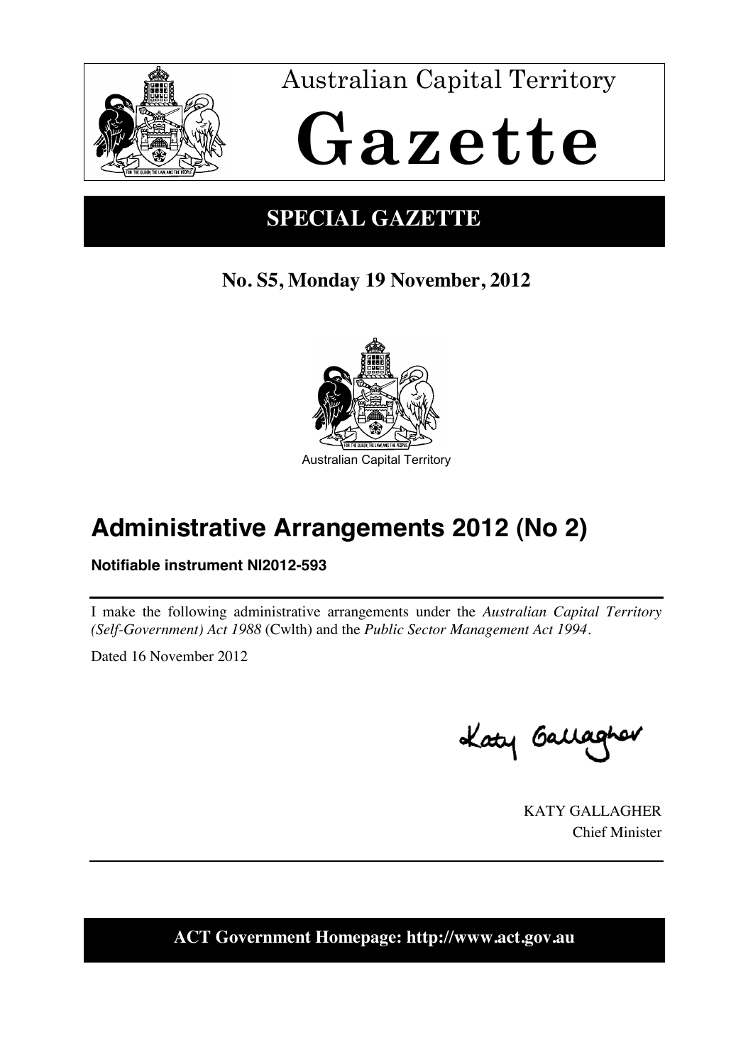Australian Capital Territory

# Gazette

## SPECIAL GAZETTE

**No. S5, Monday 19 November, 2012**

Australian Capital Territory

# Administrative Arrangements 2012 (No 2)

**Notifiable instrument NI2012-593**

I make the following administrative arrangements under the *Australian Capital Territory (Self-Government) Act 1988* (Cwlth) and the *Public Sector Management Act 1994*.

Dated 16 November 2012

KATY GALLAGHER
Chief Minister

**ACT Government Homepage: http://www.act.gov.au**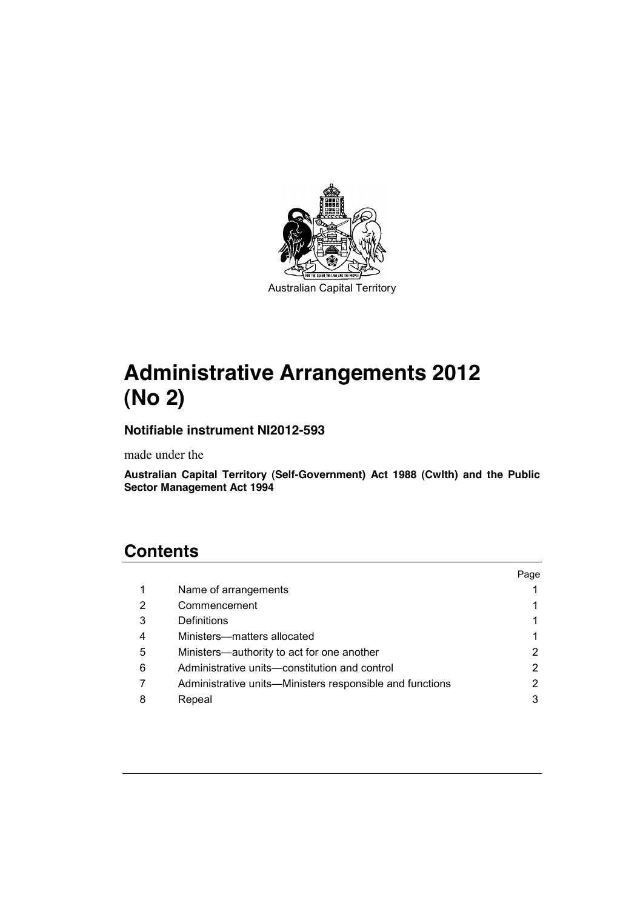Australian Capital Territory

# Administrative Arrangements 2012 (No 2)

### Notifiable instrument NI2012-593

made under the

**Australian Capital Territory (Self-Government) Act 1988 (Cwlth) and the Public Sector Management Act 1994**

## Contents

| | | Page |
|---|---|---|
| 1 | Name of arrangements | 1 |
| 2 | Commencement | 1 |
| 3 | Definitions | 1 |
| 4 | Ministers—matters allocated | 1 |
| 5 | Ministers—authority to act for one another | 2 |
| 6 | Administrative units—constitution and control | 2 |
| 7 | Administrative units—Ministers responsible and functions | 2 |
| 8 | Repeal | 3 |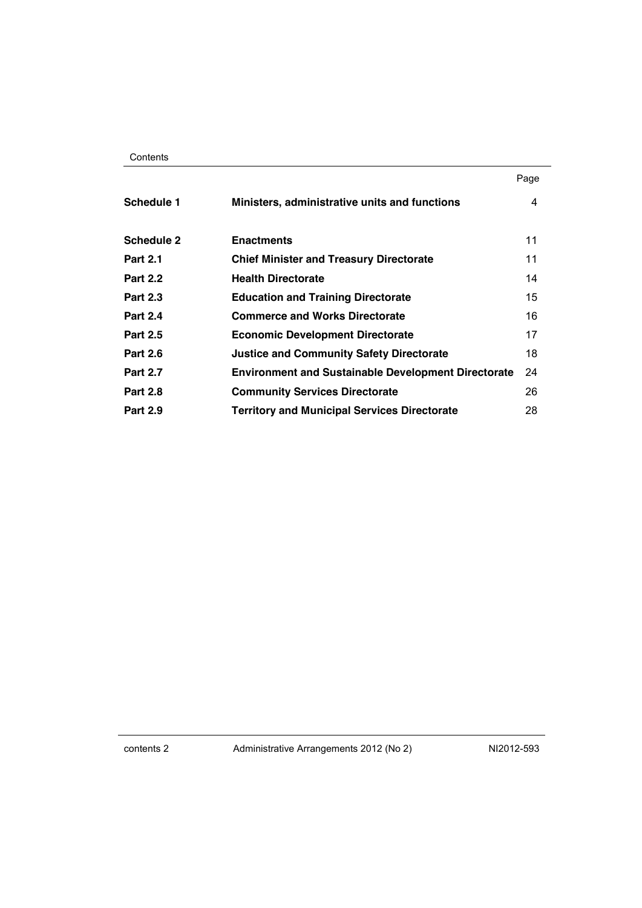| | | Page |
|---|---|---|
| **Schedule 1** | **Ministers, administrative units and functions** | 4 |
| **Schedule 2** | **Enactments** | 11 |
| **Part 2.1** | **Chief Minister and Treasury Directorate** | 11 |
| **Part 2.2** | **Health Directorate** | 14 |
| **Part 2.3** | **Education and Training Directorate** | 15 |
| **Part 2.4** | **Commerce and Works Directorate** | 16 |
| **Part 2.5** | **Economic Development Directorate** | 17 |
| **Part 2.6** | **Justice and Community Safety Directorate** | 18 |
| **Part 2.7** | **Environment and Sustainable Development Directorate** | 24 |
| **Part 2.8** | **Community Services Directorate** | 26 |
| **Part 2.9** | **Territory and Municipal Services Directorate** | 28 |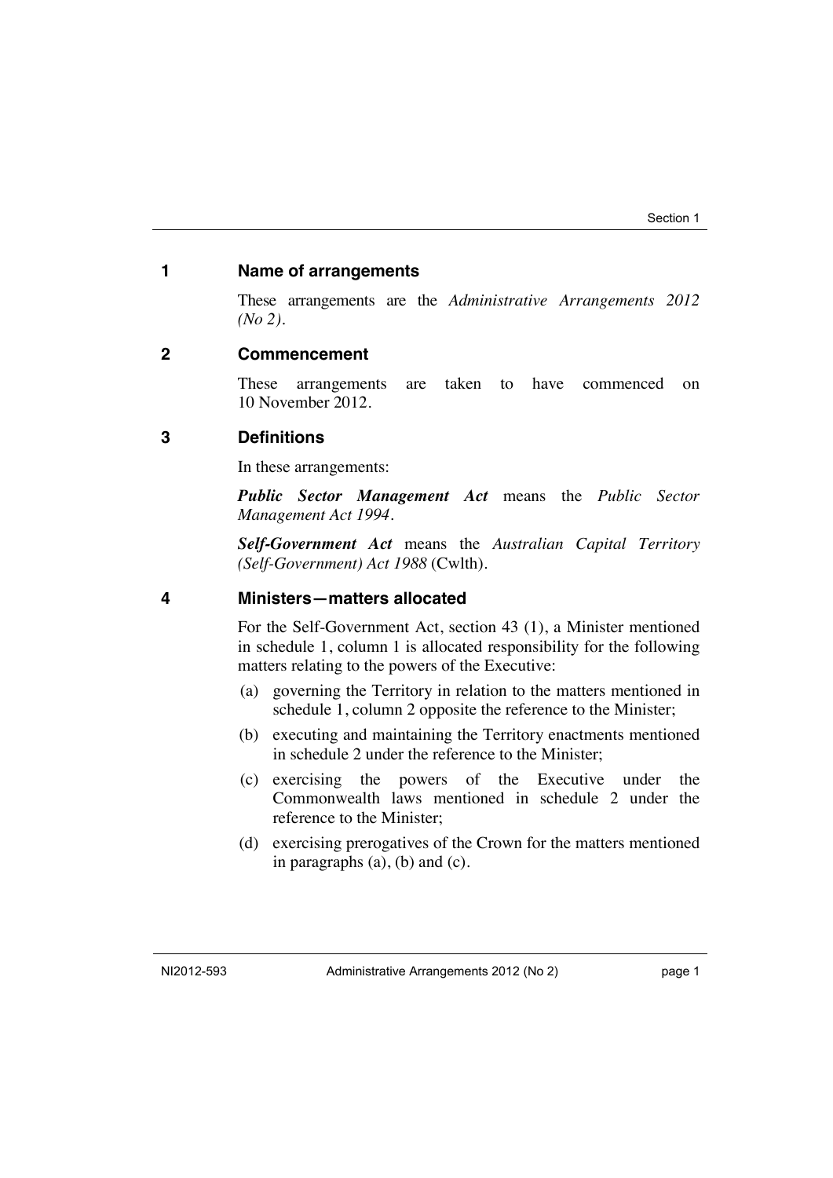## 1 Name of arrangements

These arrangements are the *Administrative Arrangements 2012 (No 2)*.

## 2 Commencement

These arrangements are taken to have commenced on 10 November 2012.

## 3 Definitions

In these arrangements:

***Public Sector Management Act*** means the *Public Sector Management Act 1994*.

***Self-Government Act*** means the *Australian Capital Territory (Self-Government) Act 1988* (Cwlth).

## 4 Ministers—matters allocated

For the Self-Government Act, section 43 (1), a Minister mentioned in schedule 1, column 1 is allocated responsibility for the following matters relating to the powers of the Executive:

(a) governing the Territory in relation to the matters mentioned in schedule 1, column 2 opposite the reference to the Minister;

(b) executing and maintaining the Territory enactments mentioned in schedule 2 under the reference to the Minister;

(c) exercising the powers of the Executive under the Commonwealth laws mentioned in schedule 2 under the reference to the Minister;

(d) exercising prerogatives of the Crown for the matters mentioned in paragraphs (a), (b) and (c).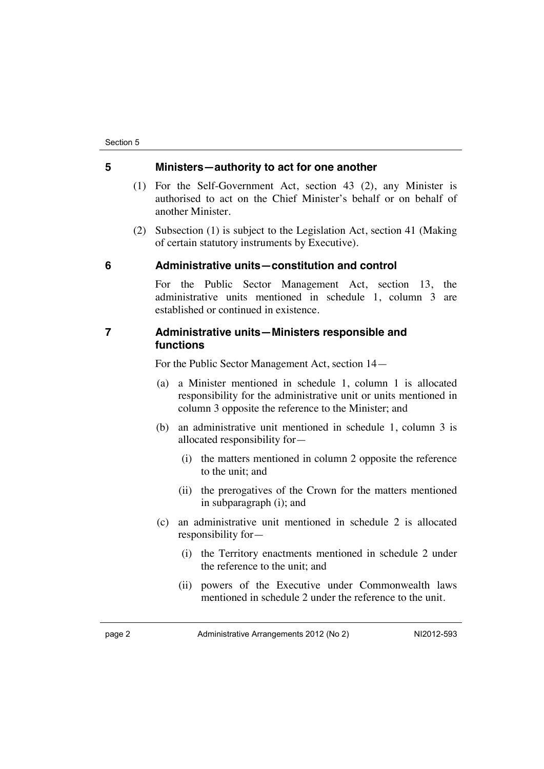## 5 Ministers—authority to act for one another

(1) For the Self-Government Act, section 43 (2), any Minister is authorised to act on the Chief Minister's behalf or on behalf of another Minister.

(2) Subsection (1) is subject to the Legislation Act, section 41 (Making of certain statutory instruments by Executive).

## 6 Administrative units—constitution and control

For the Public Sector Management Act, section 13, the administrative units mentioned in schedule 1, column 3 are established or continued in existence.

## 7 Administrative units—Ministers responsible and functions

For the Public Sector Management Act, section 14—

(a) a Minister mentioned in schedule 1, column 1 is allocated responsibility for the administrative unit or units mentioned in column 3 opposite the reference to the Minister; and

(b) an administrative unit mentioned in schedule 1, column 3 is allocated responsibility for—

  (i) the matters mentioned in column 2 opposite the reference to the unit; and

  (ii) the prerogatives of the Crown for the matters mentioned in subparagraph (i); and

(c) an administrative unit mentioned in schedule 2 is allocated responsibility for—

  (i) the Territory enactments mentioned in schedule 2 under the reference to the unit; and

  (ii) powers of the Executive under Commonwealth laws mentioned in schedule 2 under the reference to the unit.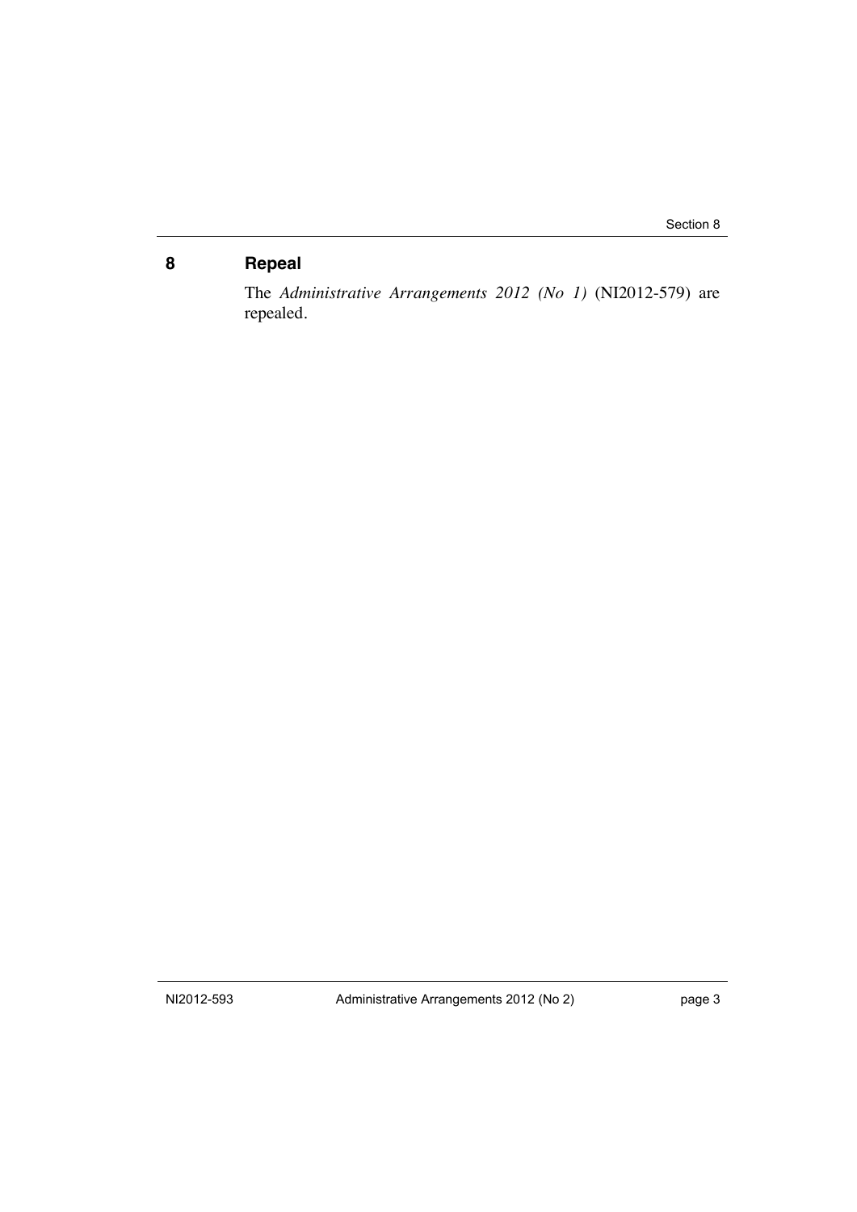## 8 Repeal

The *Administrative Arrangements 2012 (No 1)* (NI2012-579) are repealed.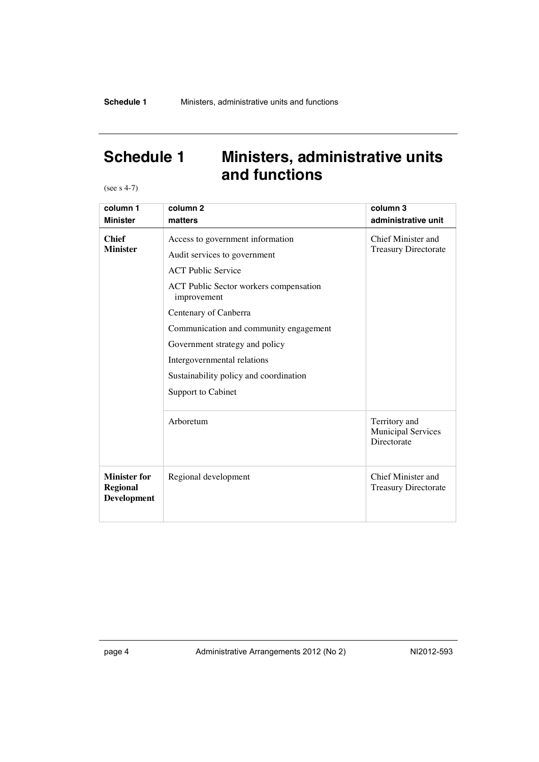# Schedule 1 Ministers, administrative units and functions

(see s 4-7)

| column 1<br>Minister | column 2<br>matters | column 3<br>administrative unit |
|---|---|---|
| **Chief Minister** | Access to government information<br>Audit services to government<br>ACT Public Service<br>ACT Public Sector workers compensation improvement<br>Centenary of Canberra<br>Communication and community engagement<br>Government strategy and policy<br>Intergovernmental relations<br>Sustainability policy and coordination<br>Support to Cabinet | Chief Minister and Treasury Directorate |
| | Arboretum | Territory and Municipal Services Directorate |
| **Minister for Regional Development** | Regional development | Chief Minister and Treasury Directorate |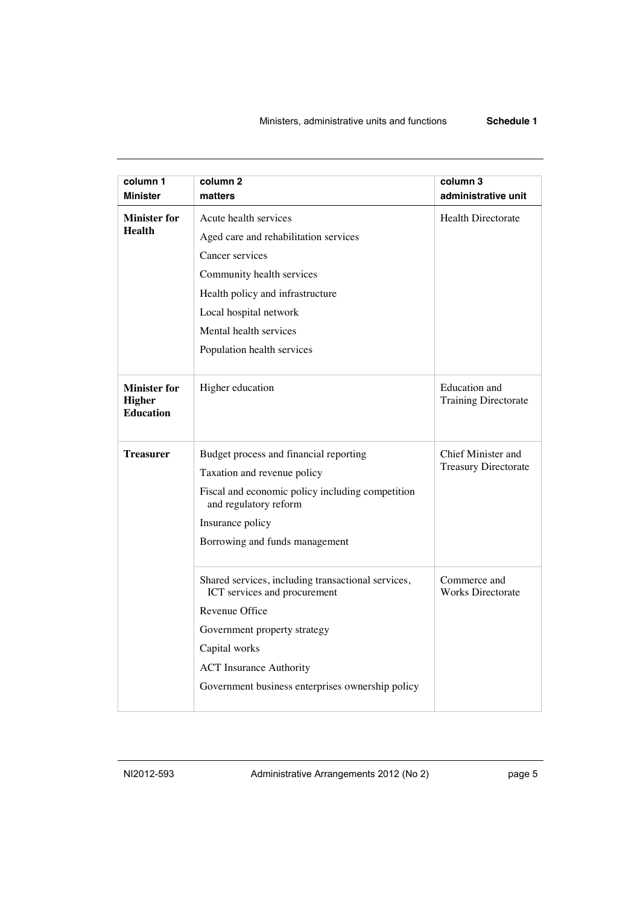| column 1<br>**Minister** | column 2<br>**matters** | column 3<br>**administrative unit** |
|---|---|---|
| **Minister for Health** | Acute health services<br>Aged care and rehabilitation services<br>Cancer services<br>Community health services<br>Health policy and infrastructure<br>Local hospital network<br>Mental health services<br>Population health services | Health Directorate |
| **Minister for Higher Education** | Higher education | Education and Training Directorate |
| **Treasurer** | Budget process and financial reporting<br>Taxation and revenue policy<br>Fiscal and economic policy including competition and regulatory reform<br>Insurance policy<br>Borrowing and funds management | Chief Minister and Treasury Directorate |
| | Shared services, including transactional services, ICT services and procurement<br>Revenue Office<br>Government property strategy<br>Capital works<br>ACT Insurance Authority<br>Government business enterprises ownership policy | Commerce and Works Directorate |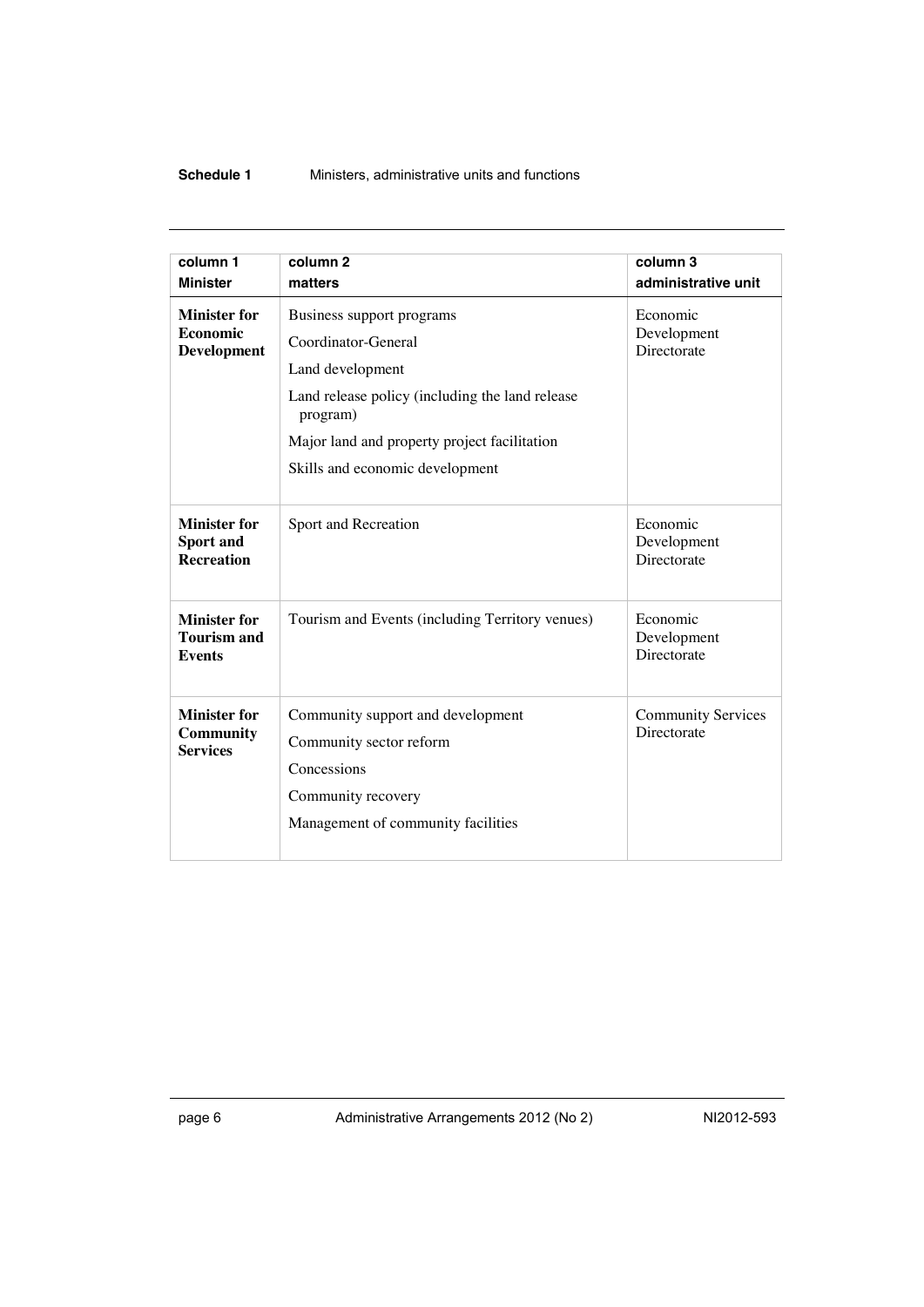| column 1 Minister | column 2 matters | column 3 administrative unit |
|---|---|---|
| **Minister for Economic Development** | Business support programs<br>Coordinator-General<br>Land development<br>Land release policy (including the land release program)<br>Major land and property project facilitation<br>Skills and economic development | Economic Development Directorate |
| **Minister for Sport and Recreation** | Sport and Recreation | Economic Development Directorate |
| **Minister for Tourism and Events** | Tourism and Events (including Territory venues) | Economic Development Directorate |
| **Minister for Community Services** | Community support and development<br>Community sector reform<br>Concessions<br>Community recovery<br>Management of community facilities | Community Services Directorate |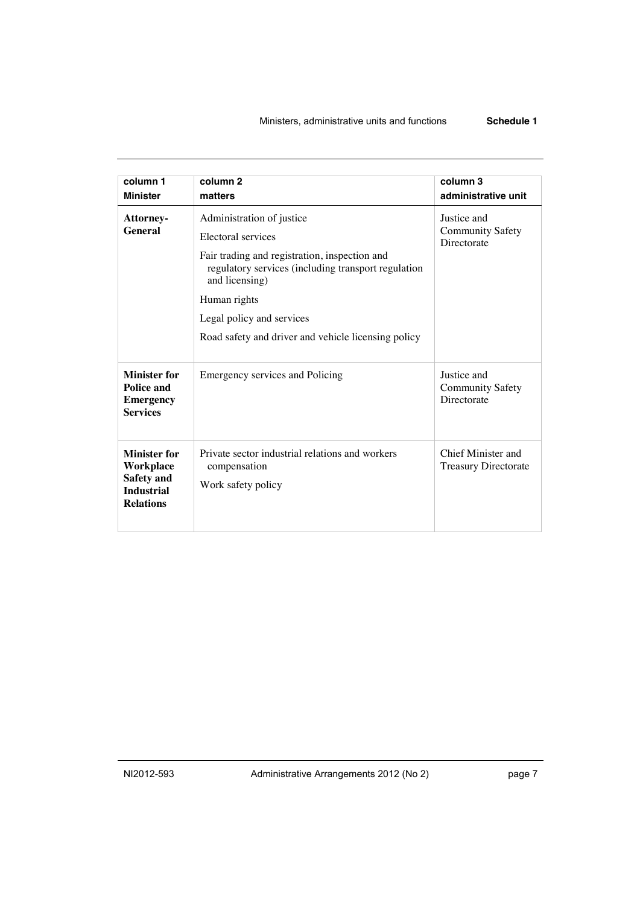| column 1<br>**Minister** | column 2<br>**matters** | column 3<br>**administrative unit** |
|---|---|---|
| **Attorney-General** | Administration of justice<br>Electoral services<br>Fair trading and registration, inspection and regulatory services (including transport regulation and licensing)<br>Human rights<br>Legal policy and services<br>Road safety and driver and vehicle licensing policy | Justice and Community Safety Directorate |
| **Minister for Police and Emergency Services** | Emergency services and Policing | Justice and Community Safety Directorate |
| **Minister for Workplace Safety and Industrial Relations** | Private sector industrial relations and workers compensation<br>Work safety policy | Chief Minister and Treasury Directorate |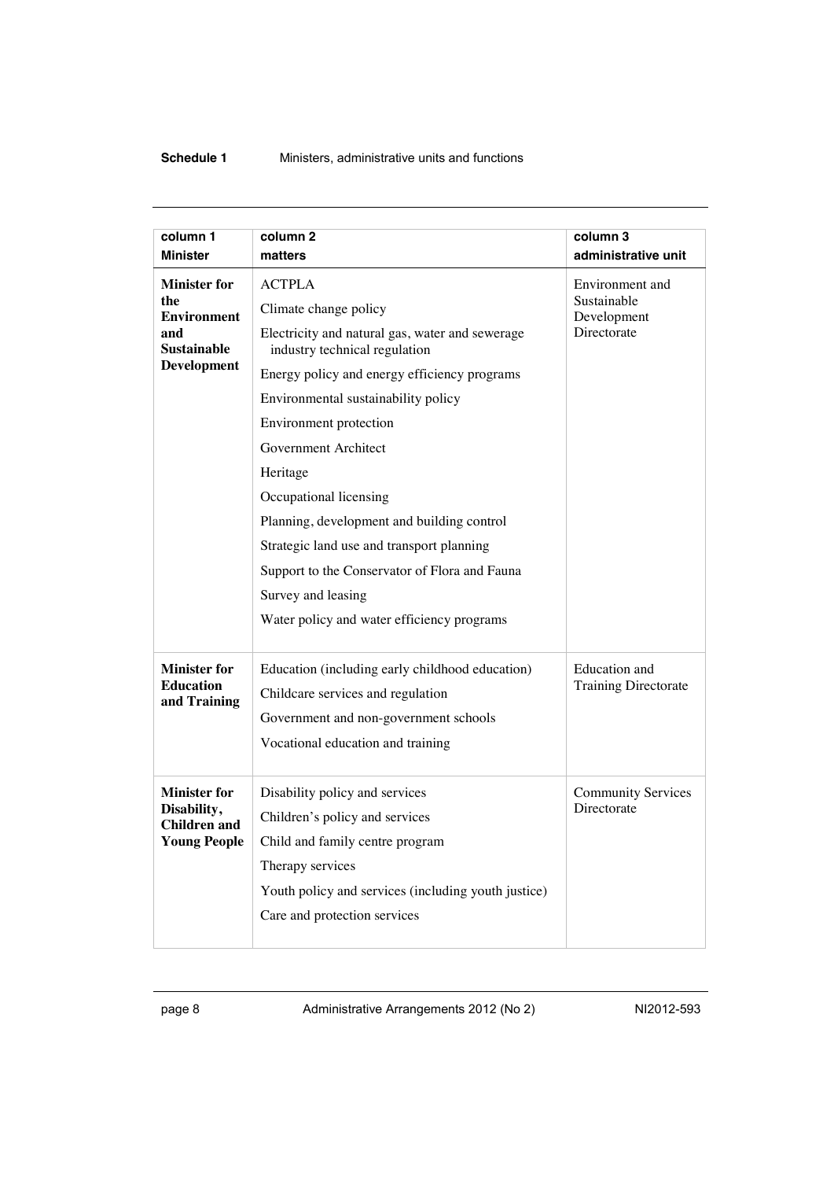| column 1 Minister | column 2 matters | column 3 administrative unit |
|---|---|---|
| **Minister for the Environment and Sustainable Development** | ACTPLA<br>Climate change policy<br>Electricity and natural gas, water and sewerage industry technical regulation<br>Energy policy and energy efficiency programs<br>Environmental sustainability policy<br>Environment protection<br>Government Architect<br>Heritage<br>Occupational licensing<br>Planning, development and building control<br>Strategic land use and transport planning<br>Support to the Conservator of Flora and Fauna<br>Survey and leasing<br>Water policy and water efficiency programs | Environment and Sustainable Development Directorate |
| **Minister for Education and Training** | Education (including early childhood education)<br>Childcare services and regulation<br>Government and non-government schools<br>Vocational education and training | Education and Training Directorate |
| **Minister for Disability, Children and Young People** | Disability policy and services<br>Children's policy and services<br>Child and family centre program<br>Therapy services<br>Youth policy and services (including youth justice)<br>Care and protection services | Community Services Directorate |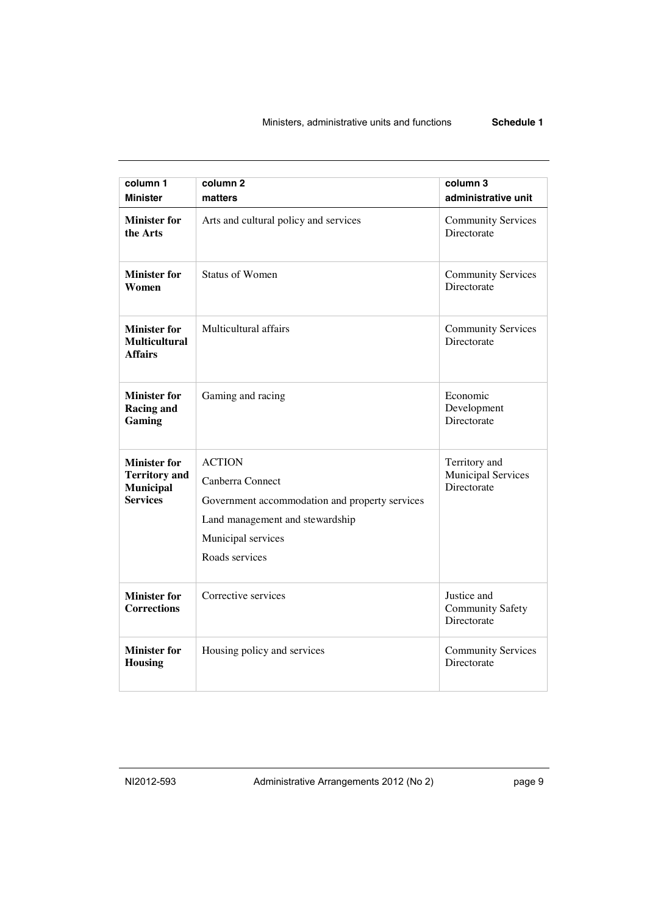| column 1<br>Minister | column 2<br>matters | column 3<br>administrative unit |
|---|---|---|
| **Minister for the Arts** | Arts and cultural policy and services | Community Services Directorate |
| **Minister for Women** | Status of Women | Community Services Directorate |
| **Minister for Multicultural Affairs** | Multicultural affairs | Community Services Directorate |
| **Minister for Racing and Gaming** | Gaming and racing | Economic Development Directorate |
| **Minister for Territory and Municipal Services** | ACTION<br>Canberra Connect<br>Government accommodation and property services<br>Land management and stewardship<br>Municipal services<br>Roads services | Territory and Municipal Services Directorate |
| **Minister for Corrections** | Corrective services | Justice and Community Safety Directorate |
| **Minister for Housing** | Housing policy and services | Community Services Directorate |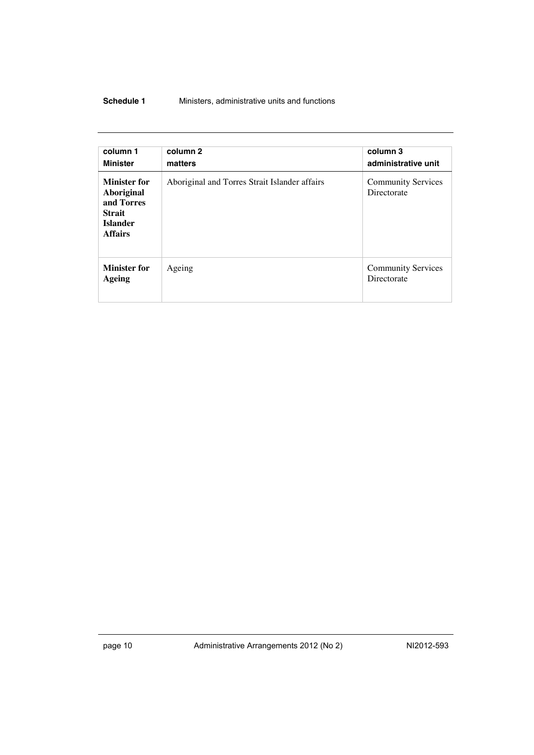| column 1<br>Minister | column 2<br>matters | column 3<br>administrative unit |
|---|---|---|
| **Minister for Aboriginal and Torres Strait Islander Affairs** | Aboriginal and Torres Strait Islander affairs | Community Services Directorate |
| **Minister for Ageing** | Ageing | Community Services Directorate |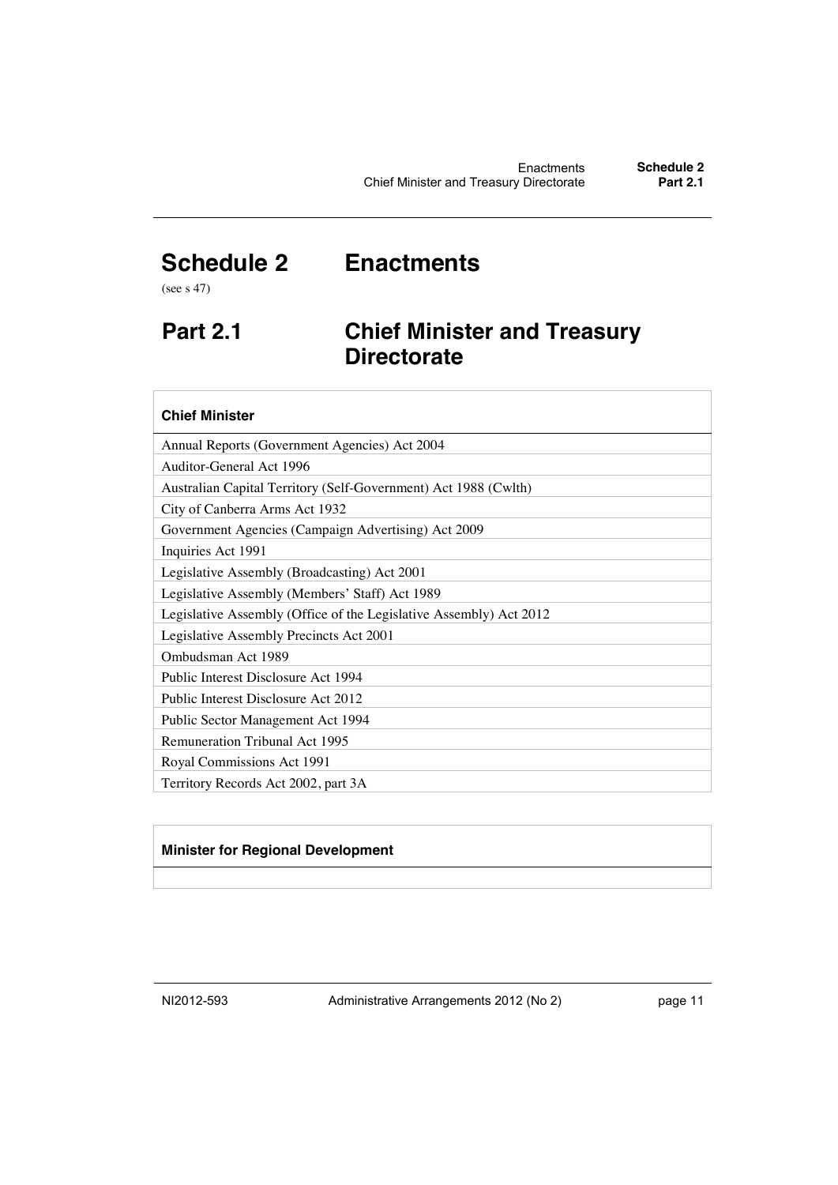# Schedule 2 Enactments

(see s 47)

## Part 2.1 Chief Minister and Treasury Directorate

| Chief Minister |
|---|
| Annual Reports (Government Agencies) Act 2004 |
| Auditor-General Act 1996 |
| Australian Capital Territory (Self-Government) Act 1988 (Cwlth) |
| City of Canberra Arms Act 1932 |
| Government Agencies (Campaign Advertising) Act 2009 |
| Inquiries Act 1991 |
| Legislative Assembly (Broadcasting) Act 2001 |
| Legislative Assembly (Members' Staff) Act 1989 |
| Legislative Assembly (Office of the Legislative Assembly) Act 2012 |
| Legislative Assembly Precincts Act 2001 |
| Ombudsman Act 1989 |
| Public Interest Disclosure Act 1994 |
| Public Interest Disclosure Act 2012 |
| Public Sector Management Act 1994 |
| Remuneration Tribunal Act 1995 |
| Royal Commissions Act 1991 |
| Territory Records Act 2002, part 3A |

| Minister for Regional Development |
|---|
| |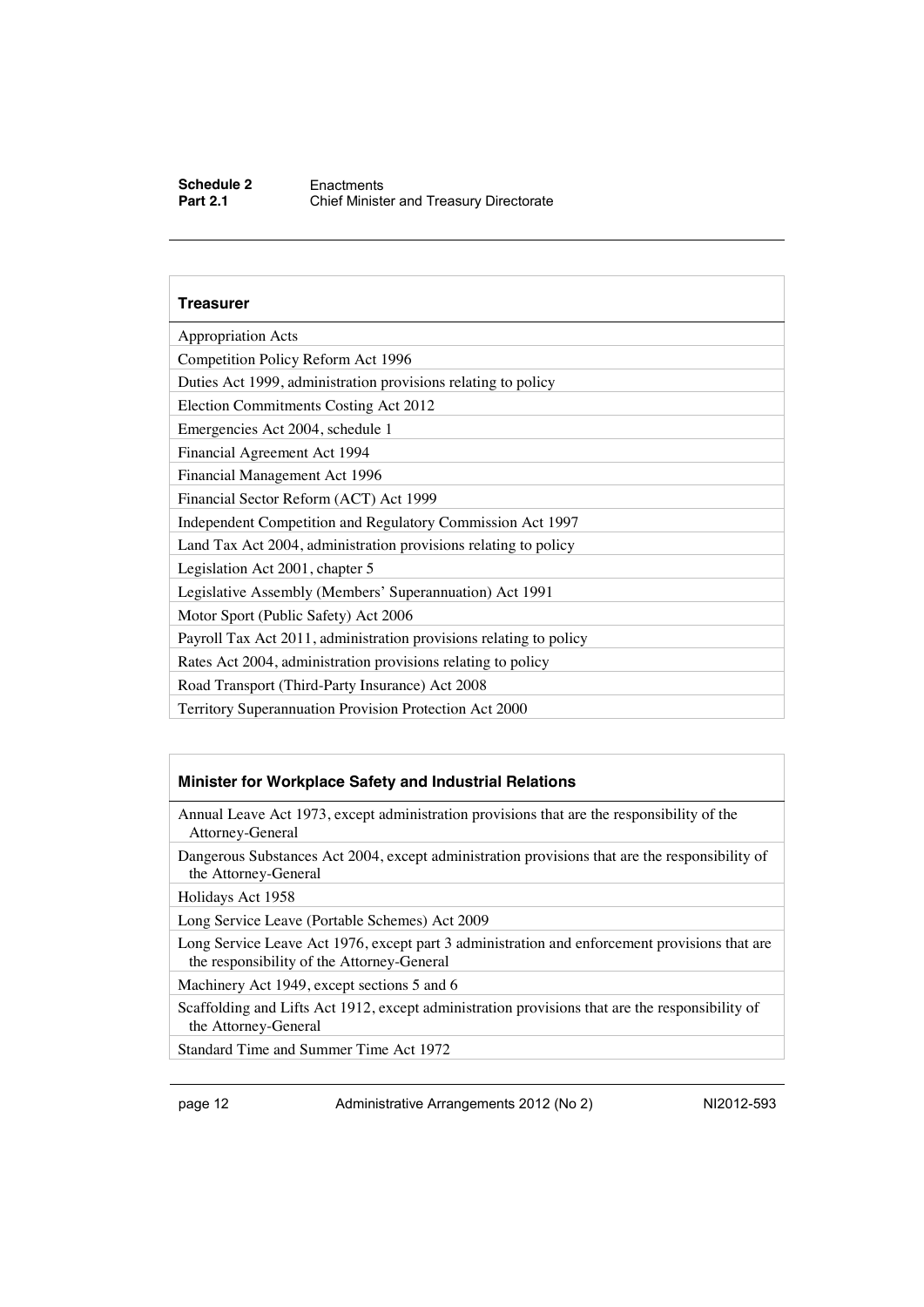| Treasurer |
| --- |
| Appropriation Acts |
| Competition Policy Reform Act 1996 |
| Duties Act 1999, administration provisions relating to policy |
| Election Commitments Costing Act 2012 |
| Emergencies Act 2004, schedule 1 |
| Financial Agreement Act 1994 |
| Financial Management Act 1996 |
| Financial Sector Reform (ACT) Act 1999 |
| Independent Competition and Regulatory Commission Act 1997 |
| Land Tax Act 2004, administration provisions relating to policy |
| Legislation Act 2001, chapter 5 |
| Legislative Assembly (Members' Superannuation) Act 1991 |
| Motor Sport (Public Safety) Act 2006 |
| Payroll Tax Act 2011, administration provisions relating to policy |
| Rates Act 2004, administration provisions relating to policy |
| Road Transport (Third-Party Insurance) Act 2008 |
| Territory Superannuation Provision Protection Act 2000 |

| Minister for Workplace Safety and Industrial Relations |
| --- |
| Annual Leave Act 1973, except administration provisions that are the responsibility of the Attorney-General |
| Dangerous Substances Act 2004, except administration provisions that are the responsibility of the Attorney-General |
| Holidays Act 1958 |
| Long Service Leave (Portable Schemes) Act 2009 |
| Long Service Leave Act 1976, except part 3 administration and enforcement provisions that are the responsibility of the Attorney-General |
| Machinery Act 1949, except sections 5 and 6 |
| Scaffolding and Lifts Act 1912, except administration provisions that are the responsibility of the Attorney-General |
| Standard Time and Summer Time Act 1972 |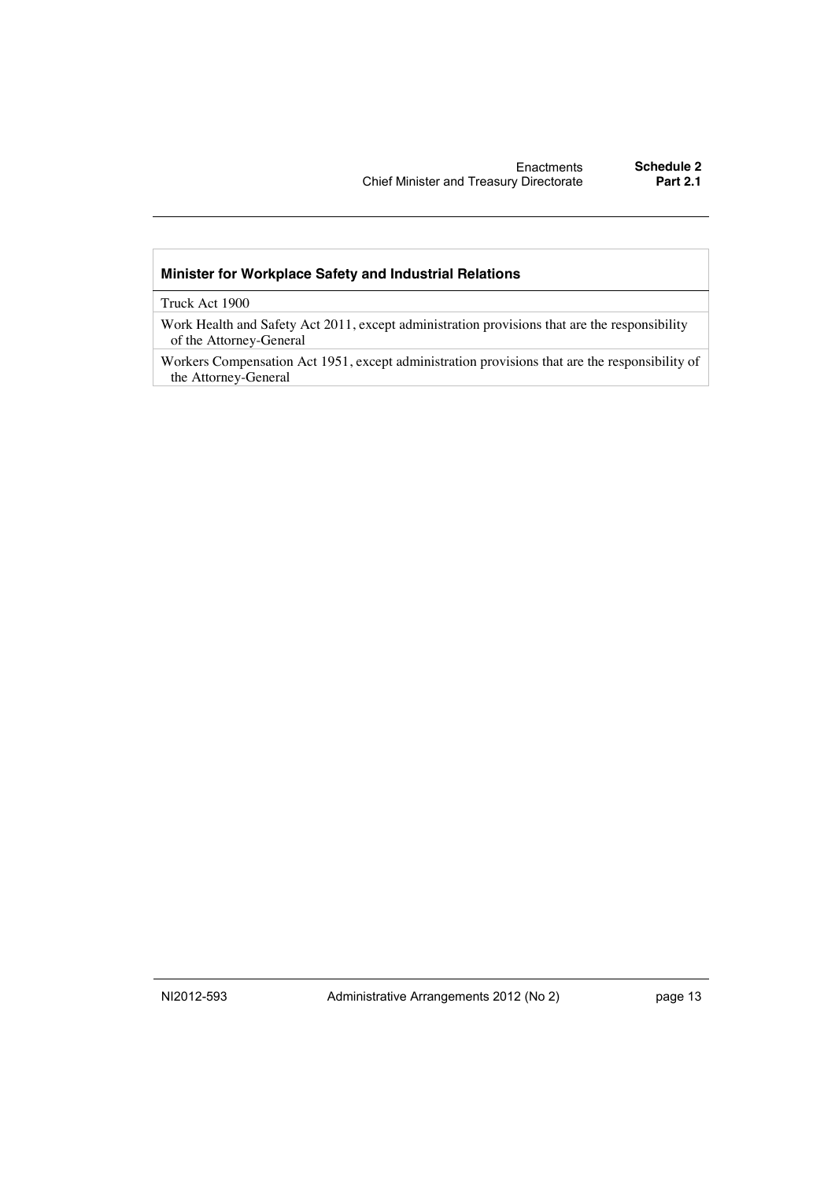| Minister for Workplace Safety and Industrial Relations |
| --- |
| Truck Act 1900 |
| Work Health and Safety Act 2011, except administration provisions that are the responsibility of the Attorney-General |
| Workers Compensation Act 1951, except administration provisions that are the responsibility of the Attorney-General |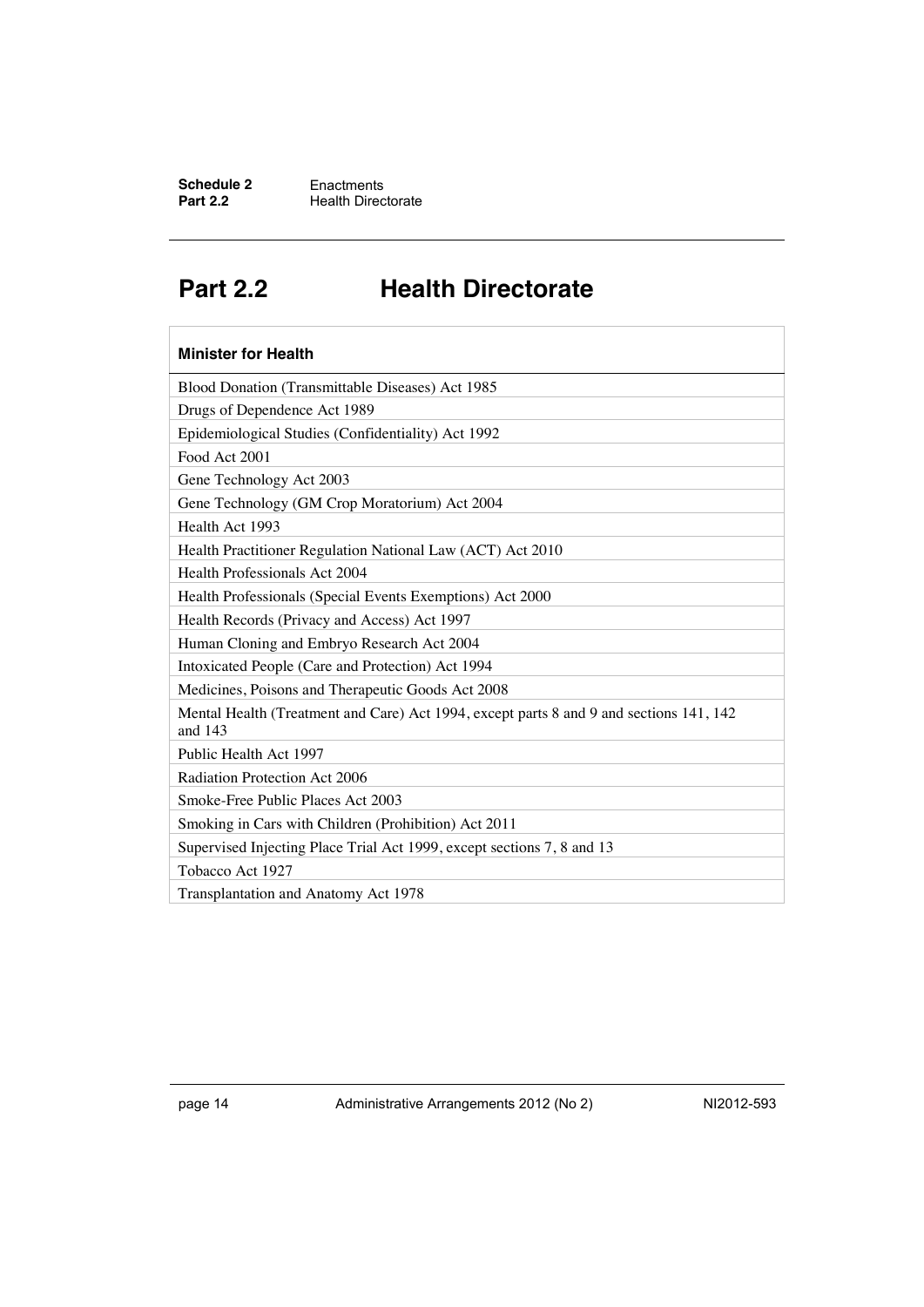## Part 2.2 Health Directorate

| Minister for Health |
| --- |
| Blood Donation (Transmittable Diseases) Act 1985 |
| Drugs of Dependence Act 1989 |
| Epidemiological Studies (Confidentiality) Act 1992 |
| Food Act 2001 |
| Gene Technology Act 2003 |
| Gene Technology (GM Crop Moratorium) Act 2004 |
| Health Act 1993 |
| Health Practitioner Regulation National Law (ACT) Act 2010 |
| Health Professionals Act 2004 |
| Health Professionals (Special Events Exemptions) Act 2000 |
| Health Records (Privacy and Access) Act 1997 |
| Human Cloning and Embryo Research Act 2004 |
| Intoxicated People (Care and Protection) Act 1994 |
| Medicines, Poisons and Therapeutic Goods Act 2008 |
| Mental Health (Treatment and Care) Act 1994, except parts 8 and 9 and sections 141, 142 and 143 |
| Public Health Act 1997 |
| Radiation Protection Act 2006 |
| Smoke-Free Public Places Act 2003 |
| Smoking in Cars with Children (Prohibition) Act 2011 |
| Supervised Injecting Place Trial Act 1999, except sections 7, 8 and 13 |
| Tobacco Act 1927 |
| Transplantation and Anatomy Act 1978 |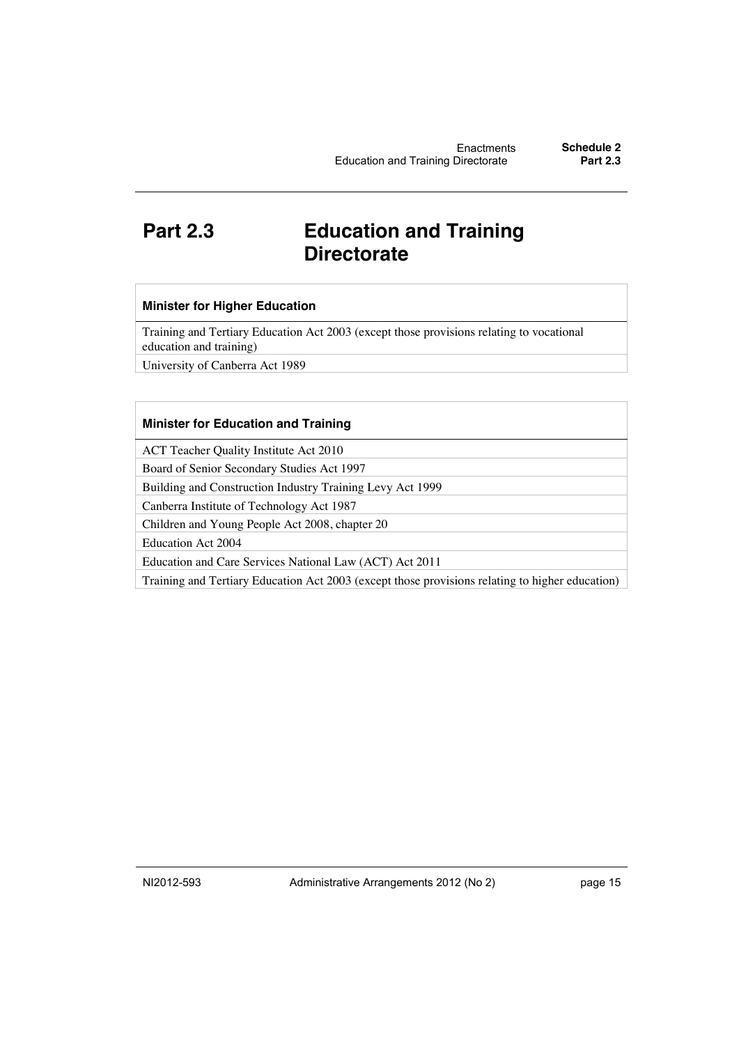## Part 2.3 Education and Training Directorate

| Minister for Higher Education |
| --- |
| Training and Tertiary Education Act 2003 (except those provisions relating to vocational education and training) |
| University of Canberra Act 1989 |

| Minister for Education and Training |
| --- |
| ACT Teacher Quality Institute Act 2010 |
| Board of Senior Secondary Studies Act 1997 |
| Building and Construction Industry Training Levy Act 1999 |
| Canberra Institute of Technology Act 1987 |
| Children and Young People Act 2008, chapter 20 |
| Education Act 2004 |
| Education and Care Services National Law (ACT) Act 2011 |
| Training and Tertiary Education Act 2003 (except those provisions relating to higher education) |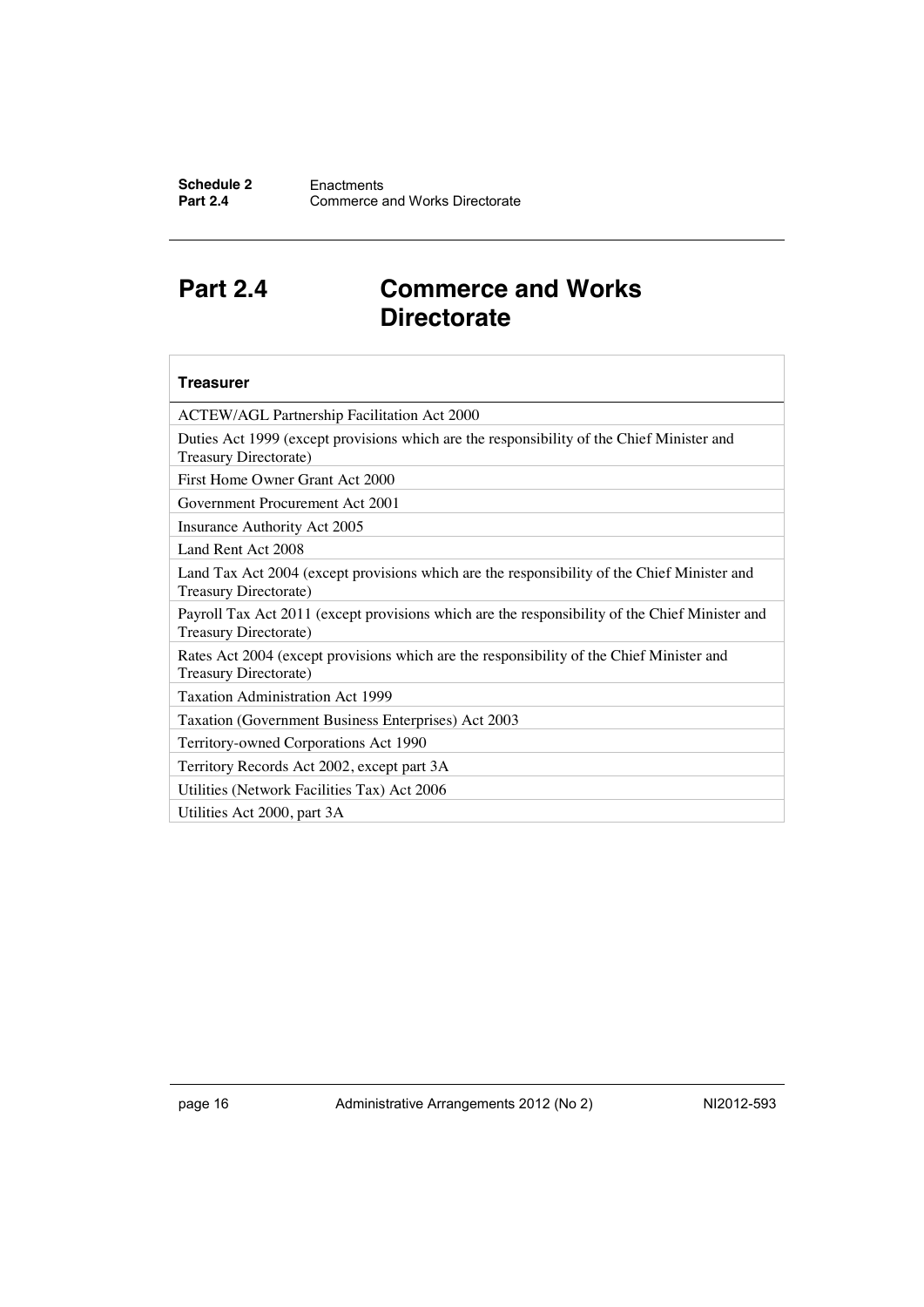# Part 2.4 Commerce and Works Directorate

| Treasurer |
|---|
| ACTEW/AGL Partnership Facilitation Act 2000 |
| Duties Act 1999 (except provisions which are the responsibility of the Chief Minister and Treasury Directorate) |
| First Home Owner Grant Act 2000 |
| Government Procurement Act 2001 |
| Insurance Authority Act 2005 |
| Land Rent Act 2008 |
| Land Tax Act 2004 (except provisions which are the responsibility of the Chief Minister and Treasury Directorate) |
| Payroll Tax Act 2011 (except provisions which are the responsibility of the Chief Minister and Treasury Directorate) |
| Rates Act 2004 (except provisions which are the responsibility of the Chief Minister and Treasury Directorate) |
| Taxation Administration Act 1999 |
| Taxation (Government Business Enterprises) Act 2003 |
| Territory-owned Corporations Act 1990 |
| Territory Records Act 2002, except part 3A |
| Utilities (Network Facilities Tax) Act 2006 |
| Utilities Act 2000, part 3A |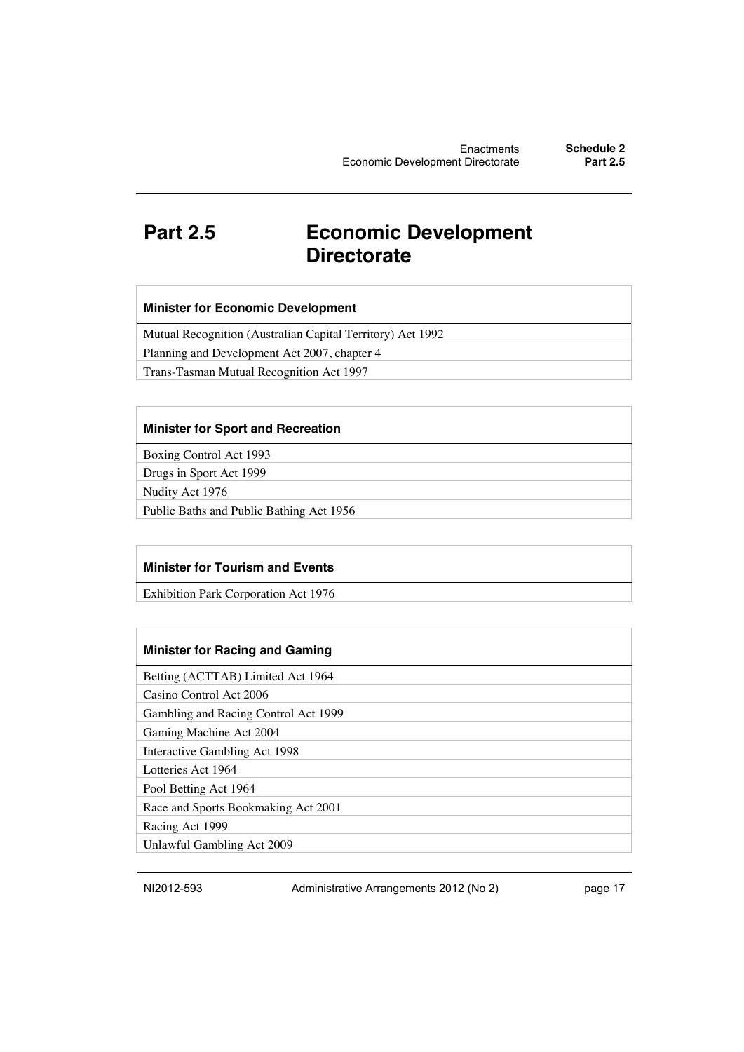# Part 2.5 Economic Development Directorate

| Minister for Economic Development |
| --- |
| Mutual Recognition (Australian Capital Territory) Act 1992 |
| Planning and Development Act 2007, chapter 4 |
| Trans-Tasman Mutual Recognition Act 1997 |

| Minister for Sport and Recreation |
| --- |
| Boxing Control Act 1993 |
| Drugs in Sport Act 1999 |
| Nudity Act 1976 |
| Public Baths and Public Bathing Act 1956 |

| Minister for Tourism and Events |
| --- |
| Exhibition Park Corporation Act 1976 |

| Minister for Racing and Gaming |
| --- |
| Betting (ACTTAB) Limited Act 1964 |
| Casino Control Act 2006 |
| Gambling and Racing Control Act 1999 |
| Gaming Machine Act 2004 |
| Interactive Gambling Act 1998 |
| Lotteries Act 1964 |
| Pool Betting Act 1964 |
| Race and Sports Bookmaking Act 2001 |
| Racing Act 1999 |
| Unlawful Gambling Act 2009 |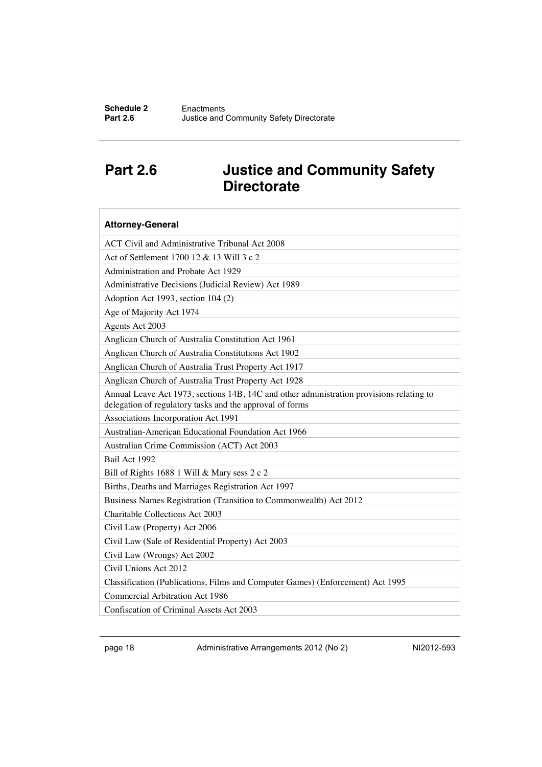# Part 2.6 Justice and Community Safety Directorate

| Attorney-General |
| --- |
| ACT Civil and Administrative Tribunal Act 2008 |
| Act of Settlement 1700 12 & 13 Will 3 c 2 |
| Administration and Probate Act 1929 |
| Administrative Decisions (Judicial Review) Act 1989 |
| Adoption Act 1993, section 104 (2) |
| Age of Majority Act 1974 |
| Agents Act 2003 |
| Anglican Church of Australia Constitution Act 1961 |
| Anglican Church of Australia Constitutions Act 1902 |
| Anglican Church of Australia Trust Property Act 1917 |
| Anglican Church of Australia Trust Property Act 1928 |
| Annual Leave Act 1973, sections 14B, 14C and other administration provisions relating to delegation of regulatory tasks and the approval of forms |
| Associations Incorporation Act 1991 |
| Australian-American Educational Foundation Act 1966 |
| Australian Crime Commission (ACT) Act 2003 |
| Bail Act 1992 |
| Bill of Rights 1688 1 Will & Mary sess 2 c 2 |
| Births, Deaths and Marriages Registration Act 1997 |
| Business Names Registration (Transition to Commonwealth) Act 2012 |
| Charitable Collections Act 2003 |
| Civil Law (Property) Act 2006 |
| Civil Law (Sale of Residential Property) Act 2003 |
| Civil Law (Wrongs) Act 2002 |
| Civil Unions Act 2012 |
| Classification (Publications, Films and Computer Games) (Enforcement) Act 1995 |
| Commercial Arbitration Act 1986 |
| Confiscation of Criminal Assets Act 2003 |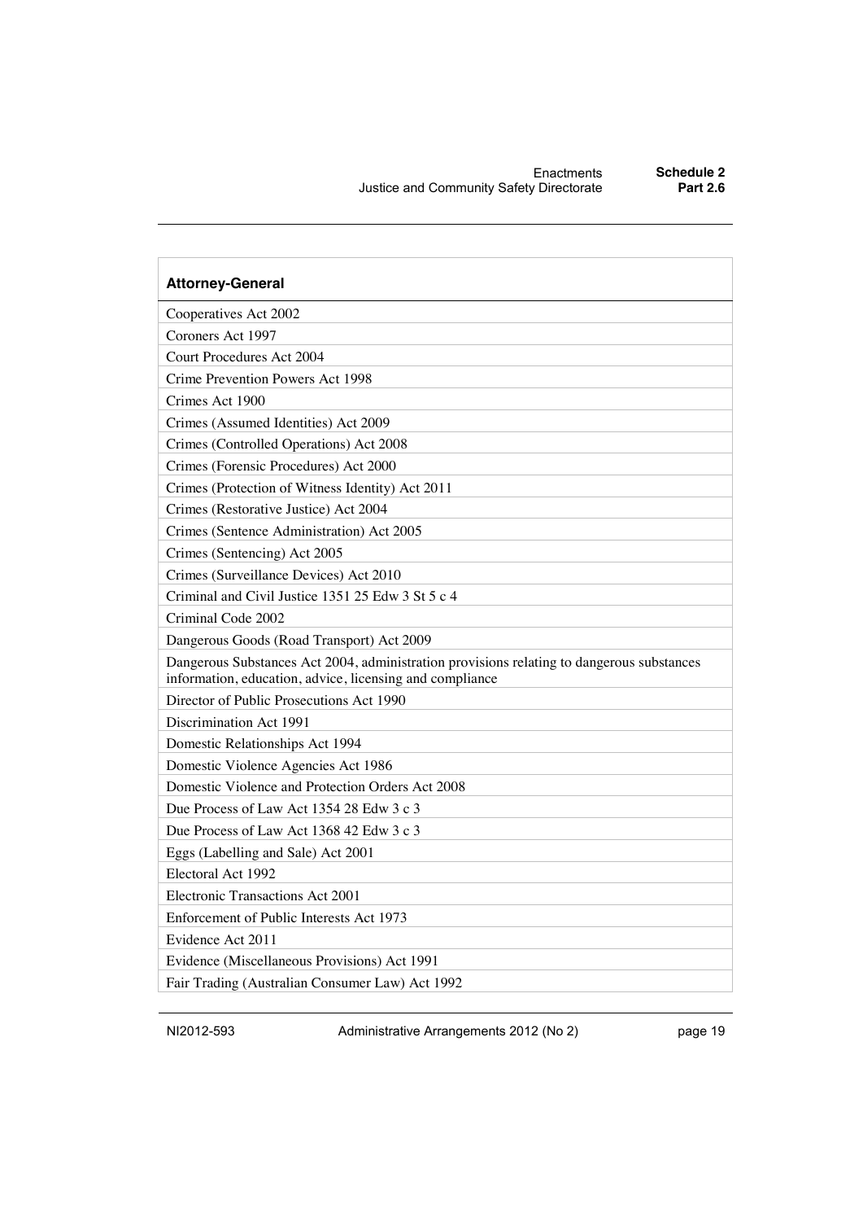| Attorney-General |
| --- |
| Cooperatives Act 2002 |
| Coroners Act 1997 |
| Court Procedures Act 2004 |
| Crime Prevention Powers Act 1998 |
| Crimes Act 1900 |
| Crimes (Assumed Identities) Act 2009 |
| Crimes (Controlled Operations) Act 2008 |
| Crimes (Forensic Procedures) Act 2000 |
| Crimes (Protection of Witness Identity) Act 2011 |
| Crimes (Restorative Justice) Act 2004 |
| Crimes (Sentence Administration) Act 2005 |
| Crimes (Sentencing) Act 2005 |
| Crimes (Surveillance Devices) Act 2010 |
| Criminal and Civil Justice 1351 25 Edw 3 St 5 c 4 |
| Criminal Code 2002 |
| Dangerous Goods (Road Transport) Act 2009 |
| Dangerous Substances Act 2004, administration provisions relating to dangerous substances information, education, advice, licensing and compliance |
| Director of Public Prosecutions Act 1990 |
| Discrimination Act 1991 |
| Domestic Relationships Act 1994 |
| Domestic Violence Agencies Act 1986 |
| Domestic Violence and Protection Orders Act 2008 |
| Due Process of Law Act 1354 28 Edw 3 c 3 |
| Due Process of Law Act 1368 42 Edw 3 c 3 |
| Eggs (Labelling and Sale) Act 2001 |
| Electoral Act 1992 |
| Electronic Transactions Act 2001 |
| Enforcement of Public Interests Act 1973 |
| Evidence Act 2011 |
| Evidence (Miscellaneous Provisions) Act 1991 |
| Fair Trading (Australian Consumer Law) Act 1992 |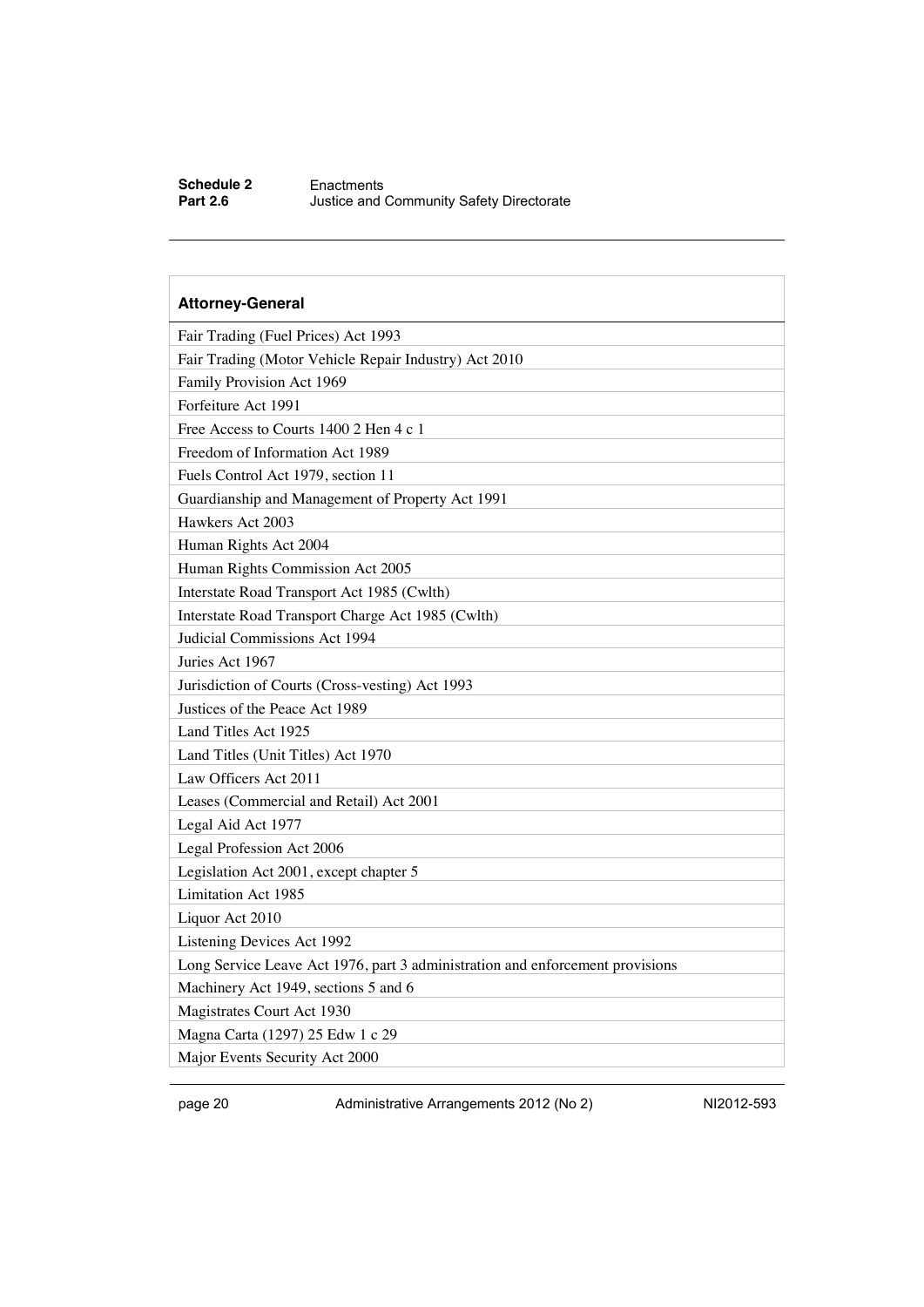| Attorney-General |
|---|
| Fair Trading (Fuel Prices) Act 1993 |
| Fair Trading (Motor Vehicle Repair Industry) Act 2010 |
| Family Provision Act 1969 |
| Forfeiture Act 1991 |
| Free Access to Courts 1400 2 Hen 4 c 1 |
| Freedom of Information Act 1989 |
| Fuels Control Act 1979, section 11 |
| Guardianship and Management of Property Act 1991 |
| Hawkers Act 2003 |
| Human Rights Act 2004 |
| Human Rights Commission Act 2005 |
| Interstate Road Transport Act 1985 (Cwlth) |
| Interstate Road Transport Charge Act 1985 (Cwlth) |
| Judicial Commissions Act 1994 |
| Juries Act 1967 |
| Jurisdiction of Courts (Cross-vesting) Act 1993 |
| Justices of the Peace Act 1989 |
| Land Titles Act 1925 |
| Land Titles (Unit Titles) Act 1970 |
| Law Officers Act 2011 |
| Leases (Commercial and Retail) Act 2001 |
| Legal Aid Act 1977 |
| Legal Profession Act 2006 |
| Legislation Act 2001, except chapter 5 |
| Limitation Act 1985 |
| Liquor Act 2010 |
| Listening Devices Act 1992 |
| Long Service Leave Act 1976, part 3 administration and enforcement provisions |
| Machinery Act 1949, sections 5 and 6 |
| Magistrates Court Act 1930 |
| Magna Carta (1297) 25 Edw 1 c 29 |
| Major Events Security Act 2000 |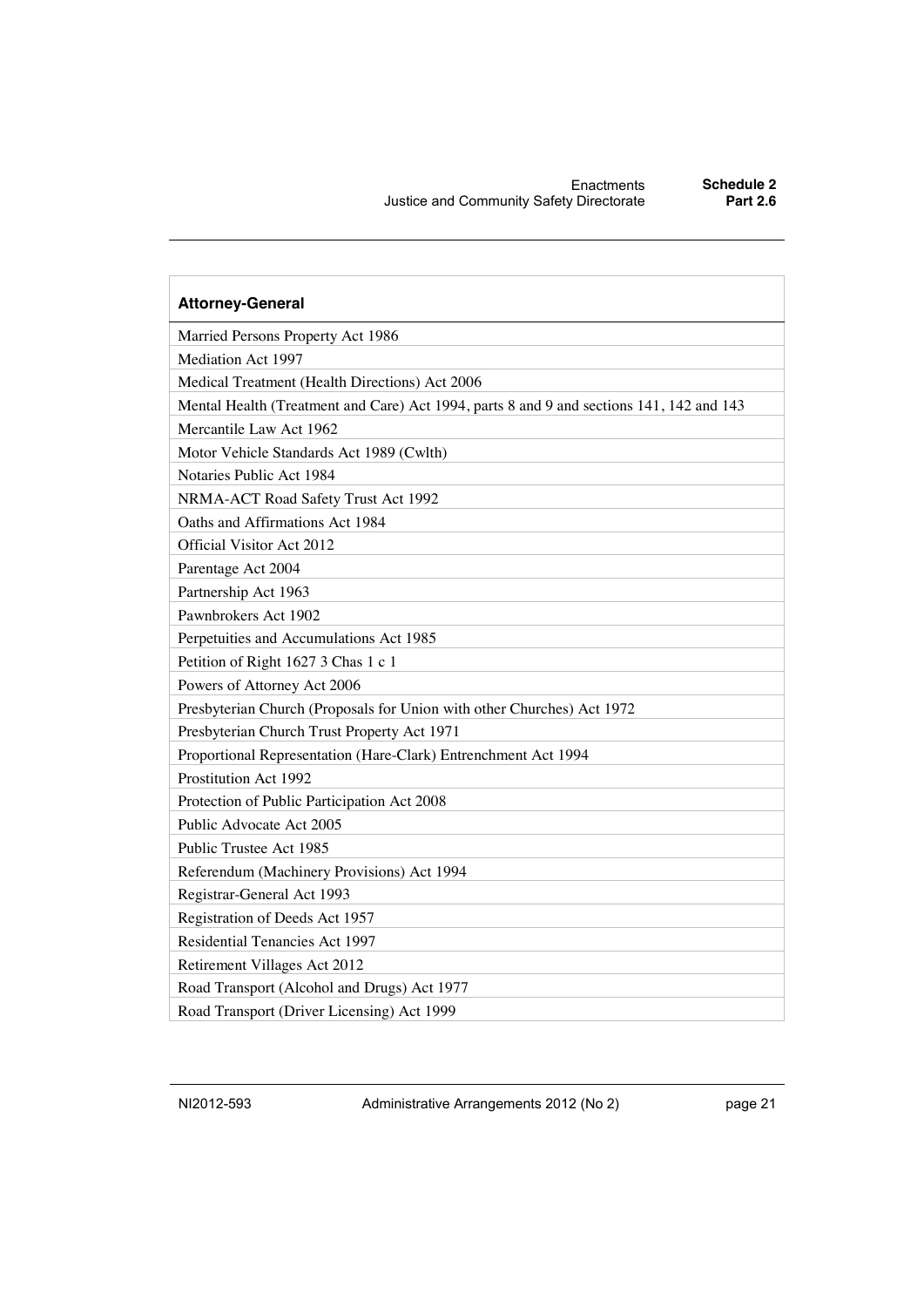| Attorney-General |
| --- |
| Married Persons Property Act 1986 |
| Mediation Act 1997 |
| Medical Treatment (Health Directions) Act 2006 |
| Mental Health (Treatment and Care) Act 1994, parts 8 and 9 and sections 141, 142 and 143 |
| Mercantile Law Act 1962 |
| Motor Vehicle Standards Act 1989 (Cwlth) |
| Notaries Public Act 1984 |
| NRMA-ACT Road Safety Trust Act 1992 |
| Oaths and Affirmations Act 1984 |
| Official Visitor Act 2012 |
| Parentage Act 2004 |
| Partnership Act 1963 |
| Pawnbrokers Act 1902 |
| Perpetuities and Accumulations Act 1985 |
| Petition of Right 1627 3 Chas 1 c 1 |
| Powers of Attorney Act 2006 |
| Presbyterian Church (Proposals for Union with other Churches) Act 1972 |
| Presbyterian Church Trust Property Act 1971 |
| Proportional Representation (Hare-Clark) Entrenchment Act 1994 |
| Prostitution Act 1992 |
| Protection of Public Participation Act 2008 |
| Public Advocate Act 2005 |
| Public Trustee Act 1985 |
| Referendum (Machinery Provisions) Act 1994 |
| Registrar-General Act 1993 |
| Registration of Deeds Act 1957 |
| Residential Tenancies Act 1997 |
| Retirement Villages Act 2012 |
| Road Transport (Alcohol and Drugs) Act 1977 |
| Road Transport (Driver Licensing) Act 1999 |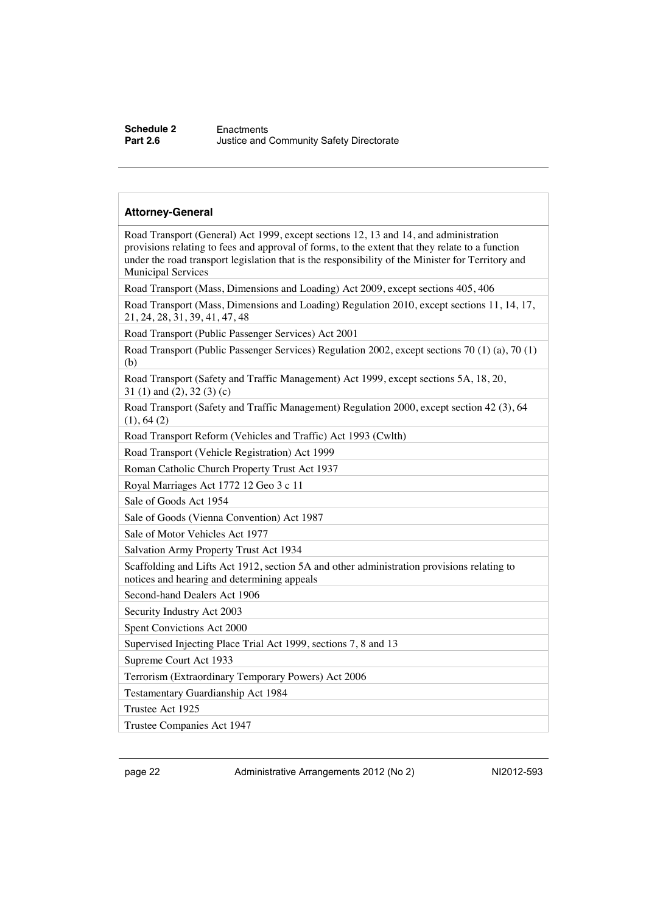| Attorney-General |
| --- |
| Road Transport (General) Act 1999, except sections 12, 13 and 14, and administration provisions relating to fees and approval of forms, to the extent that they relate to a function under the road transport legislation that is the responsibility of the Minister for Territory and Municipal Services |
| Road Transport (Mass, Dimensions and Loading) Act 2009, except sections 405, 406 |
| Road Transport (Mass, Dimensions and Loading) Regulation 2010, except sections 11, 14, 17, 21, 24, 28, 31, 39, 41, 47, 48 |
| Road Transport (Public Passenger Services) Act 2001 |
| Road Transport (Public Passenger Services) Regulation 2002, except sections 70 (1) (a), 70 (1) (b) |
| Road Transport (Safety and Traffic Management) Act 1999, except sections 5A, 18, 20, 31 (1) and (2), 32 (3) (c) |
| Road Transport (Safety and Traffic Management) Regulation 2000, except section 42 (3), 64 (1), 64 (2) |
| Road Transport Reform (Vehicles and Traffic) Act 1993 (Cwlth) |
| Road Transport (Vehicle Registration) Act 1999 |
| Roman Catholic Church Property Trust Act 1937 |
| Royal Marriages Act 1772 12 Geo 3 c 11 |
| Sale of Goods Act 1954 |
| Sale of Goods (Vienna Convention) Act 1987 |
| Sale of Motor Vehicles Act 1977 |
| Salvation Army Property Trust Act 1934 |
| Scaffolding and Lifts Act 1912, section 5A and other administration provisions relating to notices and hearing and determining appeals |
| Second-hand Dealers Act 1906 |
| Security Industry Act 2003 |
| Spent Convictions Act 2000 |
| Supervised Injecting Place Trial Act 1999, sections 7, 8 and 13 |
| Supreme Court Act 1933 |
| Terrorism (Extraordinary Temporary Powers) Act 2006 |
| Testamentary Guardianship Act 1984 |
| Trustee Act 1925 |
| Trustee Companies Act 1947 |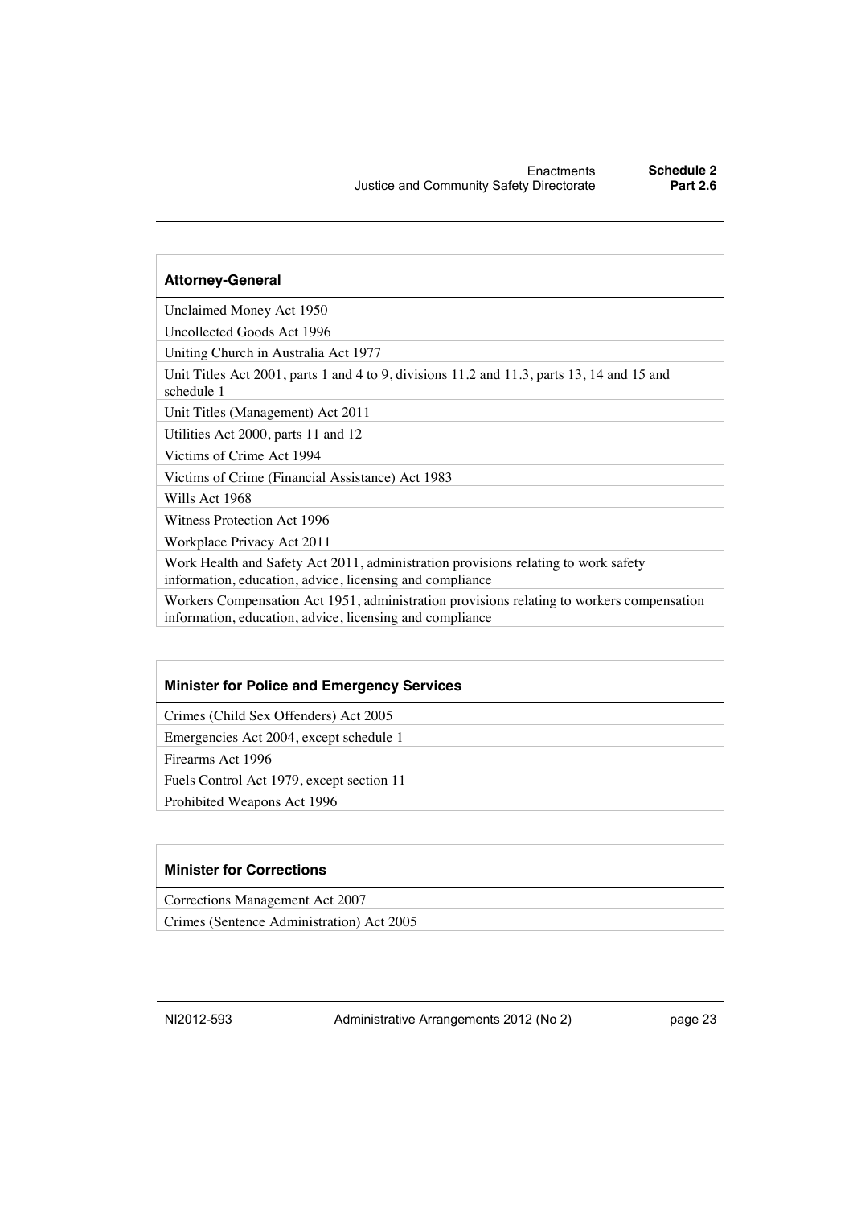| Attorney-General |
| --- |
| Unclaimed Money Act 1950 |
| Uncollected Goods Act 1996 |
| Uniting Church in Australia Act 1977 |
| Unit Titles Act 2001, parts 1 and 4 to 9, divisions 11.2 and 11.3, parts 13, 14 and 15 and schedule 1 |
| Unit Titles (Management) Act 2011 |
| Utilities Act 2000, parts 11 and 12 |
| Victims of Crime Act 1994 |
| Victims of Crime (Financial Assistance) Act 1983 |
| Wills Act 1968 |
| Witness Protection Act 1996 |
| Workplace Privacy Act 2011 |
| Work Health and Safety Act 2011, administration provisions relating to work safety information, education, advice, licensing and compliance |
| Workers Compensation Act 1951, administration provisions relating to workers compensation information, education, advice, licensing and compliance |

| Minister for Police and Emergency Services |
| --- |
| Crimes (Child Sex Offenders) Act 2005 |
| Emergencies Act 2004, except schedule 1 |
| Firearms Act 1996 |
| Fuels Control Act 1979, except section 11 |
| Prohibited Weapons Act 1996 |

| Minister for Corrections |
| --- |
| Corrections Management Act 2007 |
| Crimes (Sentence Administration) Act 2005 |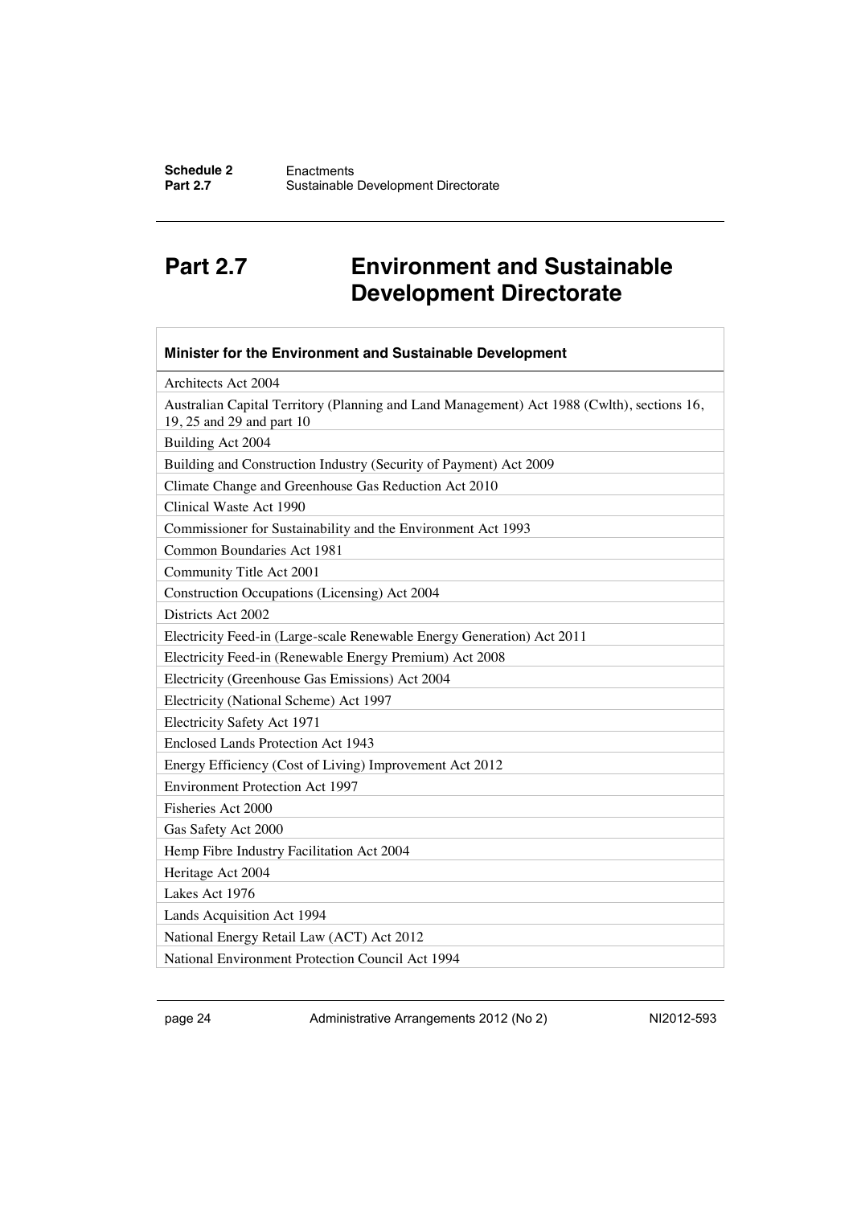# Part 2.7 Environment and Sustainable Development Directorate

| Minister for the Environment and Sustainable Development |
|---|
| Architects Act 2004 |
| Australian Capital Territory (Planning and Land Management) Act 1988 (Cwlth), sections 16, 19, 25 and 29 and part 10 |
| Building Act 2004 |
| Building and Construction Industry (Security of Payment) Act 2009 |
| Climate Change and Greenhouse Gas Reduction Act 2010 |
| Clinical Waste Act 1990 |
| Commissioner for Sustainability and the Environment Act 1993 |
| Common Boundaries Act 1981 |
| Community Title Act 2001 |
| Construction Occupations (Licensing) Act 2004 |
| Districts Act 2002 |
| Electricity Feed-in (Large-scale Renewable Energy Generation) Act 2011 |
| Electricity Feed-in (Renewable Energy Premium) Act 2008 |
| Electricity (Greenhouse Gas Emissions) Act 2004 |
| Electricity (National Scheme) Act 1997 |
| Electricity Safety Act 1971 |
| Enclosed Lands Protection Act 1943 |
| Energy Efficiency (Cost of Living) Improvement Act 2012 |
| Environment Protection Act 1997 |
| Fisheries Act 2000 |
| Gas Safety Act 2000 |
| Hemp Fibre Industry Facilitation Act 2004 |
| Heritage Act 2004 |
| Lakes Act 1976 |
| Lands Acquisition Act 1994 |
| National Energy Retail Law (ACT) Act 2012 |
| National Environment Protection Council Act 1994 |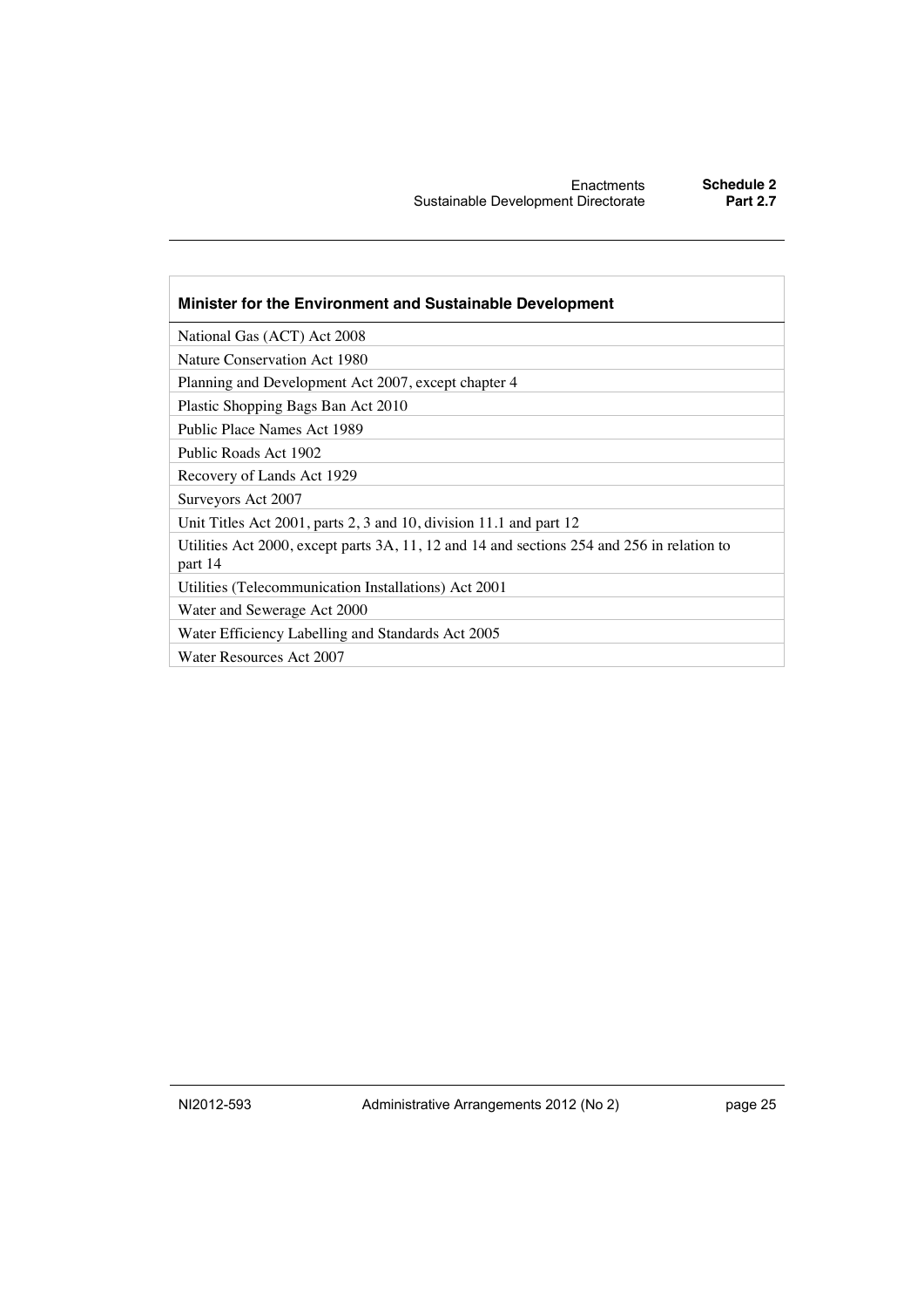| Minister for the Environment and Sustainable Development |
|---|
| National Gas (ACT) Act 2008 |
| Nature Conservation Act 1980 |
| Planning and Development Act 2007, except chapter 4 |
| Plastic Shopping Bags Ban Act 2010 |
| Public Place Names Act 1989 |
| Public Roads Act 1902 |
| Recovery of Lands Act 1929 |
| Surveyors Act 2007 |
| Unit Titles Act 2001, parts 2, 3 and 10, division 11.1 and part 12 |
| Utilities Act 2000, except parts 3A, 11, 12 and 14 and sections 254 and 256 in relation to part 14 |
| Utilities (Telecommunication Installations) Act 2001 |
| Water and Sewerage Act 2000 |
| Water Efficiency Labelling and Standards Act 2005 |
| Water Resources Act 2007 |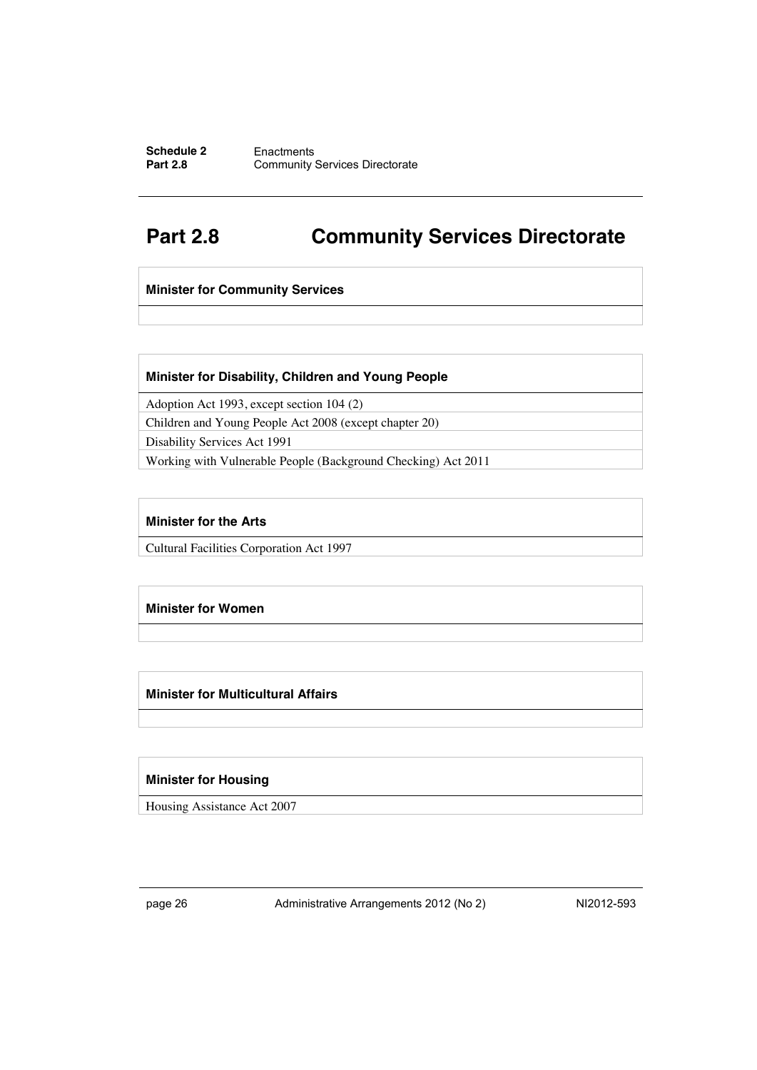# Part 2.8 Community Services Directorate

| Minister for Community Services |
|---|
| |

| Minister for Disability, Children and Young People |
|---|
| Adoption Act 1993, except section 104 (2) |
| Children and Young People Act 2008 (except chapter 20) |
| Disability Services Act 1991 |
| Working with Vulnerable People (Background Checking) Act 2011 |

| Minister for the Arts |
|---|
| Cultural Facilities Corporation Act 1997 |

| Minister for Women |
|---|
| |

| Minister for Multicultural Affairs |
|---|
| |

| Minister for Housing |
|---|
| Housing Assistance Act 2007 |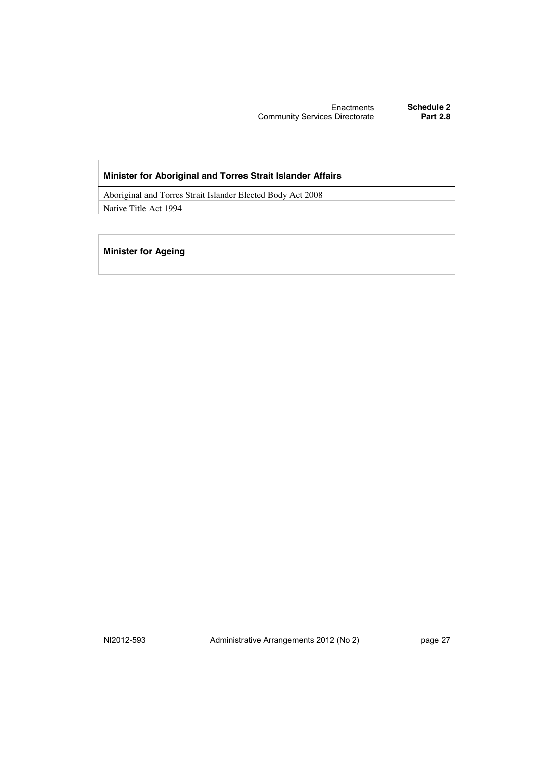| Minister for Aboriginal and Torres Strait Islander Affairs |
| --- |
| Aboriginal and Torres Strait Islander Elected Body Act 2008 |
| Native Title Act 1994 |

| Minister for Ageing |
| --- |
| |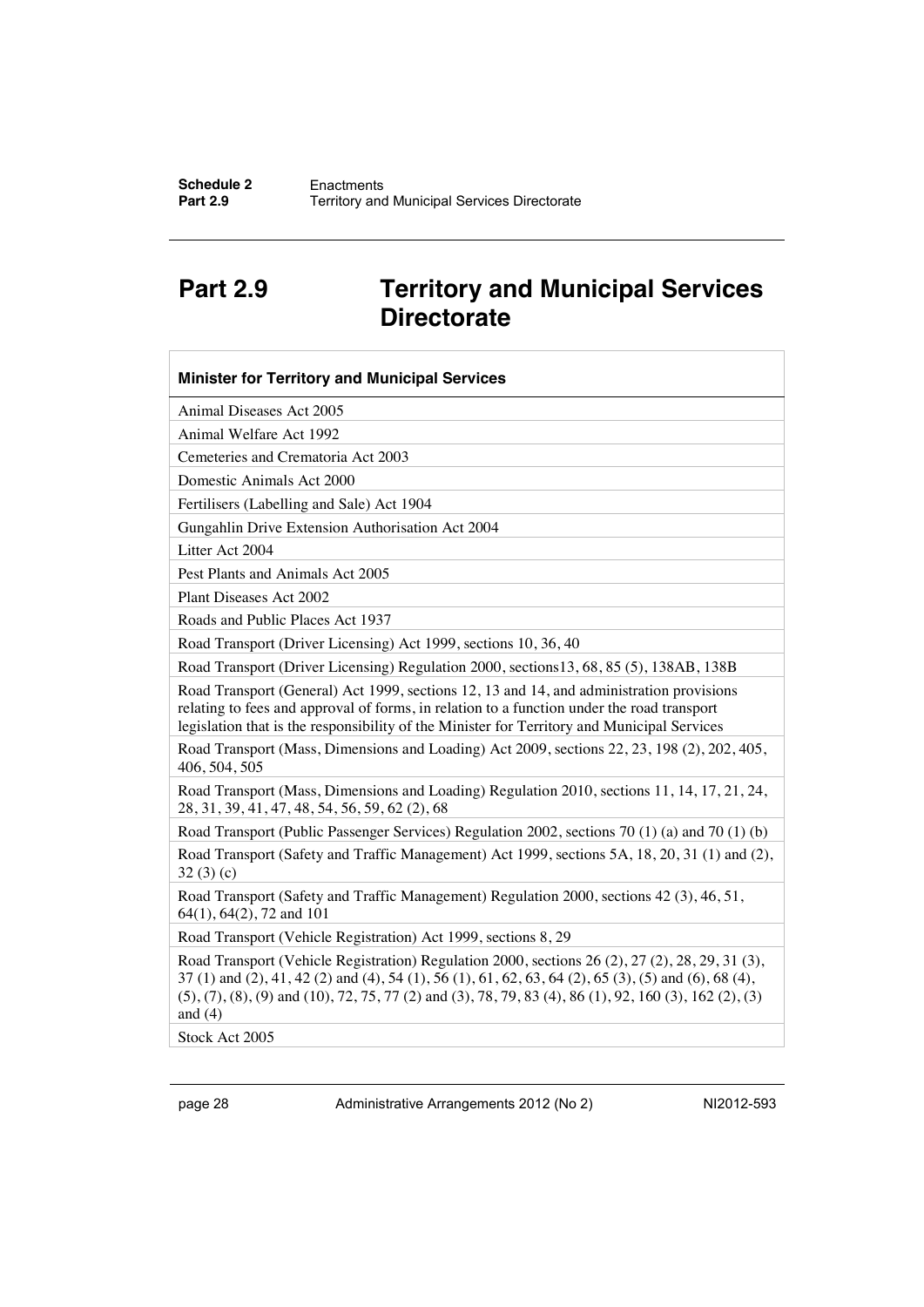# Part 2.9 Territory and Municipal Services Directorate

| Minister for Territory and Municipal Services |
|---|
| Animal Diseases Act 2005 |
| Animal Welfare Act 1992 |
| Cemeteries and Crematoria Act 2003 |
| Domestic Animals Act 2000 |
| Fertilisers (Labelling and Sale) Act 1904 |
| Gungahlin Drive Extension Authorisation Act 2004 |
| Litter Act 2004 |
| Pest Plants and Animals Act 2005 |
| Plant Diseases Act 2002 |
| Roads and Public Places Act 1937 |
| Road Transport (Driver Licensing) Act 1999, sections 10, 36, 40 |
| Road Transport (Driver Licensing) Regulation 2000, sections13, 68, 85 (5), 138AB, 138B |
| Road Transport (General) Act 1999, sections 12, 13 and 14, and administration provisions relating to fees and approval of forms, in relation to a function under the road transport legislation that is the responsibility of the Minister for Territory and Municipal Services |
| Road Transport (Mass, Dimensions and Loading) Act 2009, sections 22, 23, 198 (2), 202, 405, 406, 504, 505 |
| Road Transport (Mass, Dimensions and Loading) Regulation 2010, sections 11, 14, 17, 21, 24, 28, 31, 39, 41, 47, 48, 54, 56, 59, 62 (2), 68 |
| Road Transport (Public Passenger Services) Regulation 2002, sections 70 (1) (a) and 70 (1) (b) |
| Road Transport (Safety and Traffic Management) Act 1999, sections 5A, 18, 20, 31 (1) and (2), 32 (3) (c) |
| Road Transport (Safety and Traffic Management) Regulation 2000, sections 42 (3), 46, 51, 64(1), 64(2), 72 and 101 |
| Road Transport (Vehicle Registration) Act 1999, sections 8, 29 |
| Road Transport (Vehicle Registration) Regulation 2000, sections 26 (2), 27 (2), 28, 29, 31 (3), 37 (1) and (2), 41, 42 (2) and (4), 54 (1), 56 (1), 61, 62, 63, 64 (2), 65 (3), (5) and (6), 68 (4), (5), (7), (8), (9) and (10), 72, 75, 77 (2) and (3), 78, 79, 83 (4), 86 (1), 92, 160 (3), 162 (2), (3) and (4) |
| Stock Act 2005 |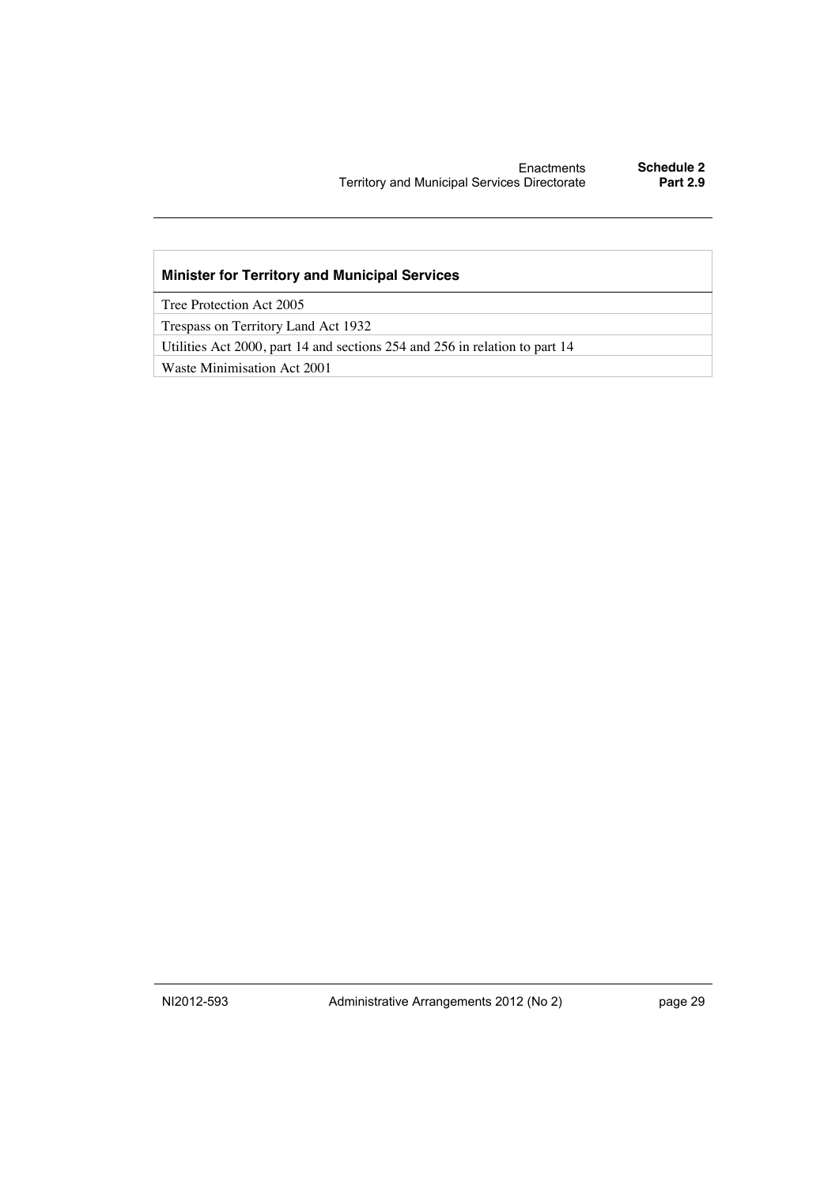| Minister for Territory and Municipal Services |
| --- |
| Tree Protection Act 2005 |
| Trespass on Territory Land Act 1932 |
| Utilities Act 2000, part 14 and sections 254 and 256 in relation to part 14 |
| Waste Minimisation Act 2001 |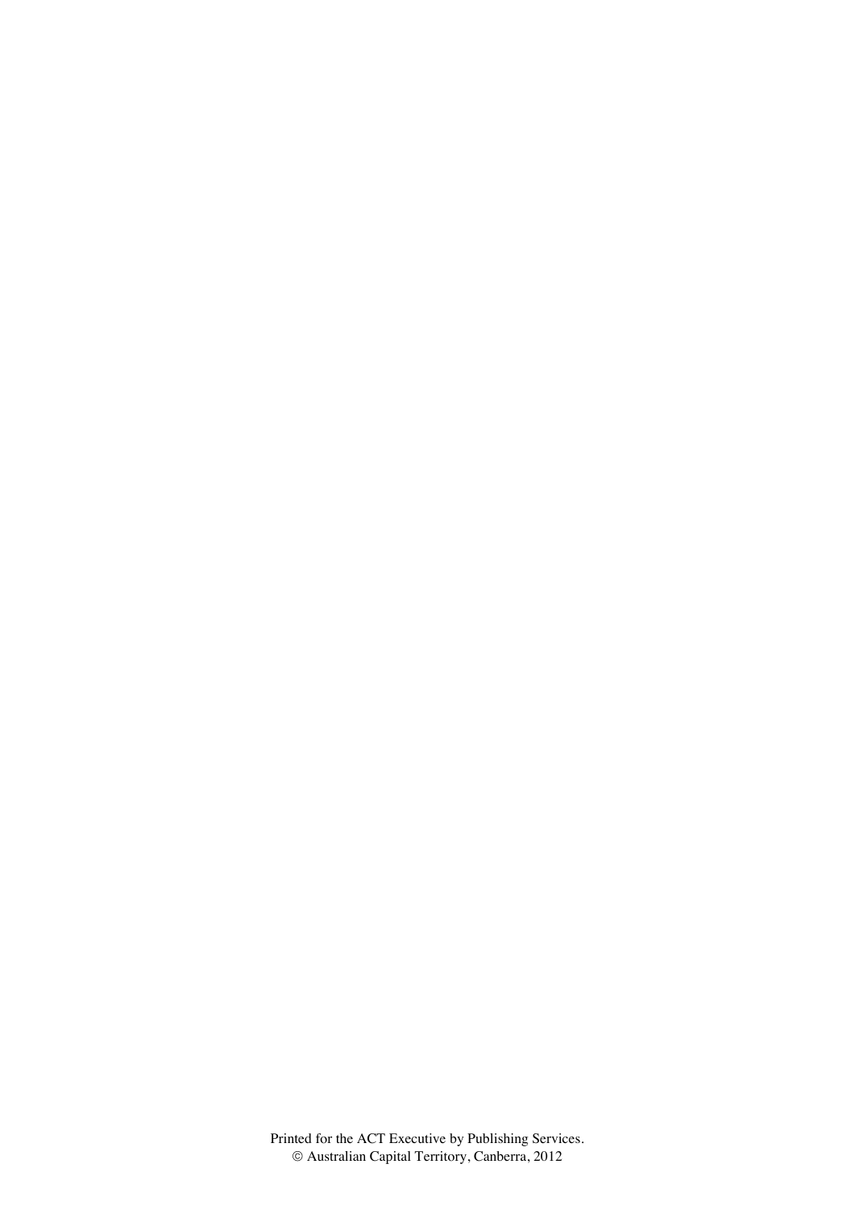Printed for the ACT Executive by Publishing Services.
© Australian Capital Territory, Canberra, 2012